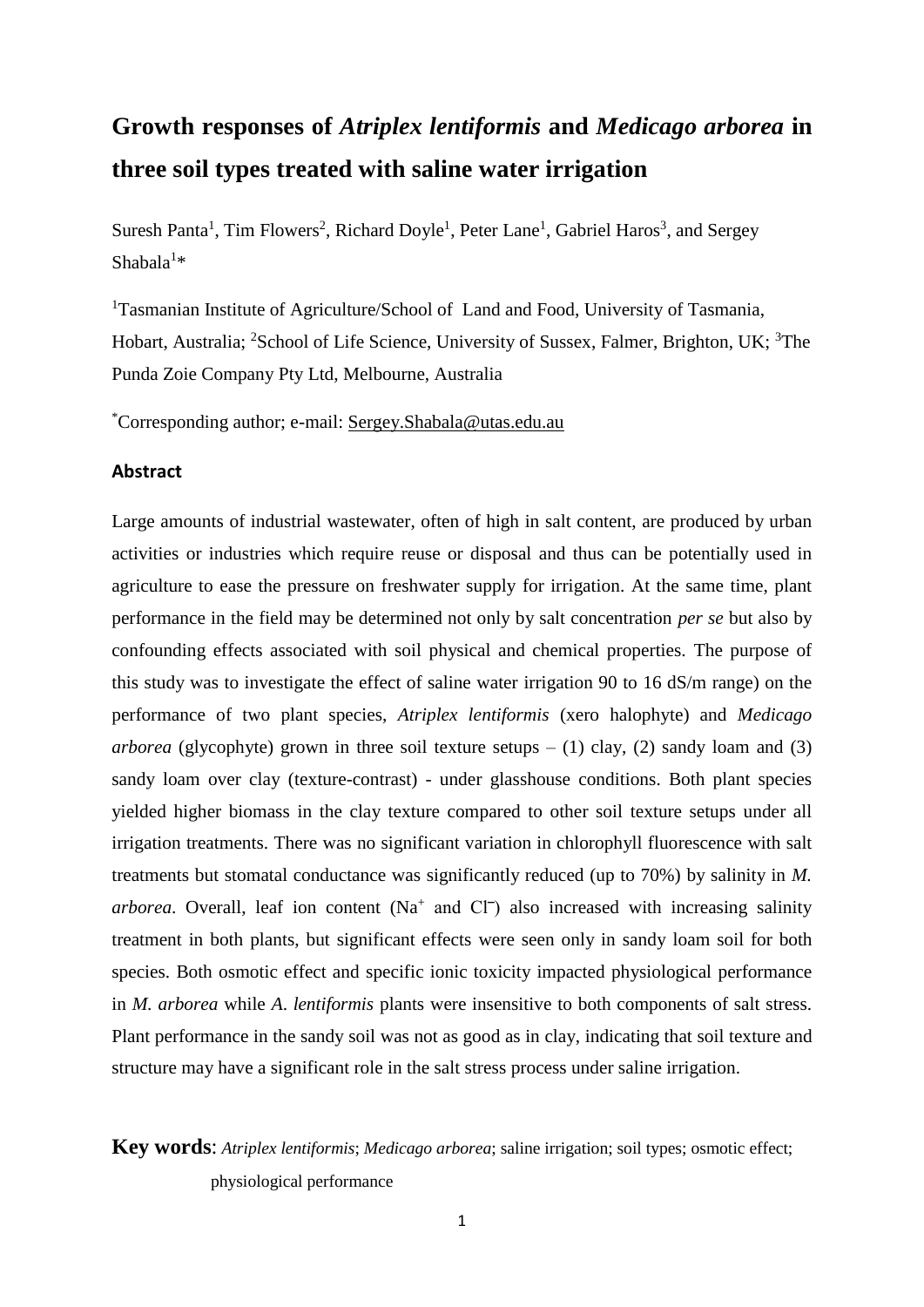# Growth responses of *Atriplex lentiformis* and *Medicago arborea* in three soil types treated with saline water irrigation

Suresh Panta[1], Tim Flowers[2], Richard Doyle[1], Peter Lane[1], Gabriel Haros[3], and Sergey Shabala[1]*

[1]Tasmanian Institute of Agriculture/School of Land and Food, University of Tasmania, Hobart, Australia; [2]School of Life Science, University of Sussex, Falmer, Brighton, UK; [3]The Punda Zoie Company Pty Ltd, Melbourne, Australia

*Corresponding author; e-mail: Sergey.Shabala@utas.edu.au

## Abstract

Large amounts of industrial wastewater, often of high in salt content, are produced by urban activities or industries which require reuse or disposal and thus can be potentially used in agriculture to ease the pressure on freshwater supply for irrigation. At the same time, plant performance in the field may be determined not only by salt concentration *per se* but also by confounding effects associated with soil physical and chemical properties. The purpose of this study was to investigate the effect of saline water irrigation 90 to 16 dS/m range) on the performance of two plant species, *Atriplex lentiformis* (xero halophyte) and *Medicago arborea* (glycophyte) grown in three soil texture setups – (1) clay, (2) sandy loam and (3) sandy loam over clay (texture-contrast) - under glasshouse conditions. Both plant species yielded higher biomass in the clay texture compared to other soil texture setups under all irrigation treatments. There was no significant variation in chlorophyll fluorescence with salt treatments but stomatal conductance was significantly reduced (up to 70%) by salinity in *M. arborea*. Overall, leaf ion content ($Na^+$ and $Cl^-$) also increased with increasing salinity treatment in both plants, but significant effects were seen only in sandy loam soil for both species. Both osmotic effect and specific ionic toxicity impacted physiological performance in *M. arborea* while *A. lentiformis* plants were insensitive to both components of salt stress. Plant performance in the sandy soil was not as good as in clay, indicating that soil texture and structure may have a significant role in the salt stress process under saline irrigation.

**Key words**: *Atriplex lentiformis*; *Medicago arborea*; saline irrigation; soil types; osmotic effect; physiological performance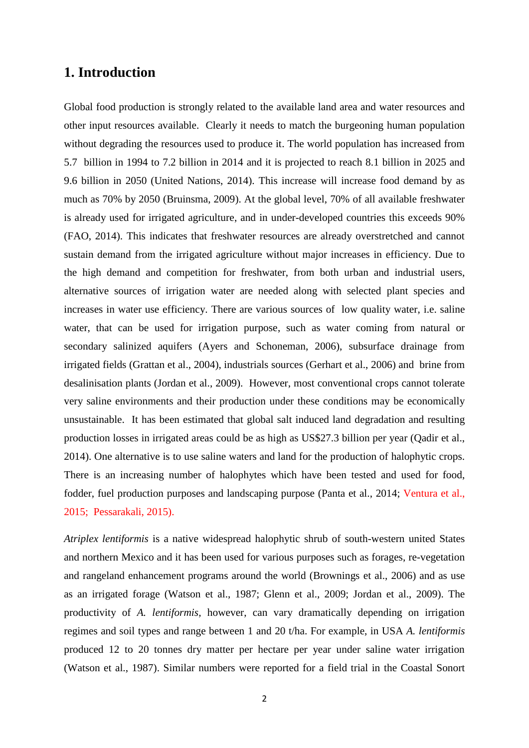# 1. Introduction

Global food production is strongly related to the available land area and water resources and other input resources available. Clearly it needs to match the burgeoning human population without degrading the resources used to produce it. The world population has increased from 5.7 billion in 1994 to 7.2 billion in 2014 and it is projected to reach 8.1 billion in 2025 and 9.6 billion in 2050 (United Nations, 2014). This increase will increase food demand by as much as 70% by 2050 (Bruinsma, 2009). At the global level, 70% of all available freshwater is already used for irrigated agriculture, and in under-developed countries this exceeds 90% (FAO, 2014). This indicates that freshwater resources are already overstretched and cannot sustain demand from the irrigated agriculture without major increases in efficiency. Due to the high demand and competition for freshwater, from both urban and industrial users, alternative sources of irrigation water are needed along with selected plant species and increases in water use efficiency. There are various sources of low quality water, i.e. saline water, that can be used for irrigation purpose, such as water coming from natural or secondary salinized aquifers (Ayers and Schoneman, 2006), subsurface drainage from irrigated fields (Grattan et al., 2004), industrials sources (Gerhart et al., 2006) and brine from desalinisation plants (Jordan et al., 2009). However, most conventional crops cannot tolerate very saline environments and their production under these conditions may be economically unsustainable. It has been estimated that global salt induced land degradation and resulting production losses in irrigated areas could be as high as US$27.3 billion per year (Qadir et al., 2014). One alternative is to use saline waters and land for the production of halophytic crops. There is an increasing number of halophytes which have been tested and used for food, fodder, fuel production purposes and landscaping purpose (Panta et al., 2014; Ventura et al., 2015; Pessarakali, 2015).

*Atriplex lentiformis* is a native widespread halophytic shrub of south-western united States and northern Mexico and it has been used for various purposes such as forages, re-vegetation and rangeland enhancement programs around the world (Brownings et al., 2006) and as use as an irrigated forage (Watson et al., 1987; Glenn et al., 2009; Jordan et al., 2009). The productivity of *A. lentiformis*, however, can vary dramatically depending on irrigation regimes and soil types and range between 1 and 20 t/ha. For example, in USA *A. lentiformis* produced 12 to 20 tonnes dry matter per hectare per year under saline water irrigation (Watson et al., 1987). Similar numbers were reported for a field trial in the Coastal Sonort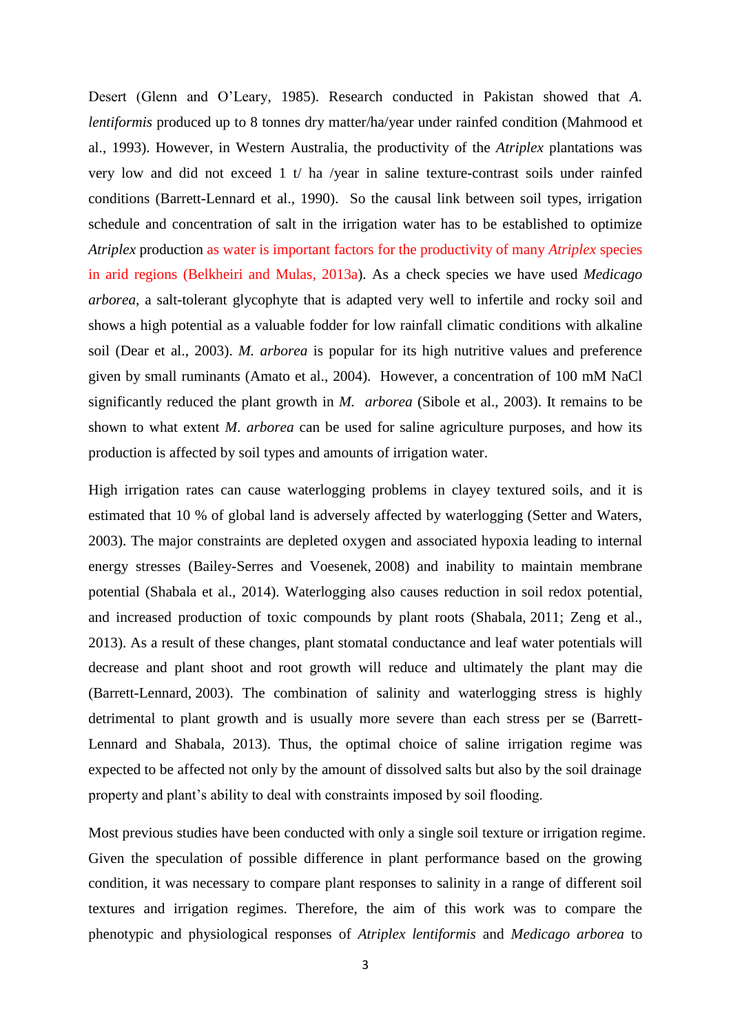Desert (Glenn and O'Leary, 1985). Research conducted in Pakistan showed that *A. lentiformis* produced up to 8 tonnes dry matter/ha/year under rainfed condition (Mahmood et al., 1993). However, in Western Australia, the productivity of the *Atriplex* plantations was very low and did not exceed 1 t/ ha /year in saline texture-contrast soils under rainfed conditions (Barrett-Lennard et al., 1990). So the causal link between soil types, irrigation schedule and concentration of salt in the irrigation water has to be established to optimize *Atriplex* production as water is important factors for the productivity of many *Atriplex* species in arid regions (Belkheiri and Mulas, 2013a). As a check species we have used *Medicago arborea*, a salt-tolerant glycophyte that is adapted very well to infertile and rocky soil and shows a high potential as a valuable fodder for low rainfall climatic conditions with alkaline soil (Dear et al., 2003). *M. arborea* is popular for its high nutritive values and preference given by small ruminants (Amato et al., 2004). However, a concentration of 100 mM NaCl significantly reduced the plant growth in *M. arborea* (Sibole et al., 2003). It remains to be shown to what extent *M. arborea* can be used for saline agriculture purposes, and how its production is affected by soil types and amounts of irrigation water.

High irrigation rates can cause waterlogging problems in clayey textured soils, and it is estimated that 10 % of global land is adversely affected by waterlogging (Setter and Waters, 2003). The major constraints are depleted oxygen and associated hypoxia leading to internal energy stresses (Bailey-Serres and Voesenek, 2008) and inability to maintain membrane potential (Shabala et al., 2014). Waterlogging also causes reduction in soil redox potential, and increased production of toxic compounds by plant roots (Shabala, 2011; Zeng et al., 2013). As a result of these changes, plant stomatal conductance and leaf water potentials will decrease and plant shoot and root growth will reduce and ultimately the plant may die (Barrett-Lennard, 2003). The combination of salinity and waterlogging stress is highly detrimental to plant growth and is usually more severe than each stress per se (Barrett-Lennard and Shabala, 2013). Thus, the optimal choice of saline irrigation regime was expected to be affected not only by the amount of dissolved salts but also by the soil drainage property and plant's ability to deal with constraints imposed by soil flooding.

Most previous studies have been conducted with only a single soil texture or irrigation regime. Given the speculation of possible difference in plant performance based on the growing condition, it was necessary to compare plant responses to salinity in a range of different soil textures and irrigation regimes. Therefore, the aim of this work was to compare the phenotypic and physiological responses of *Atriplex lentiformis* and *Medicago arborea* to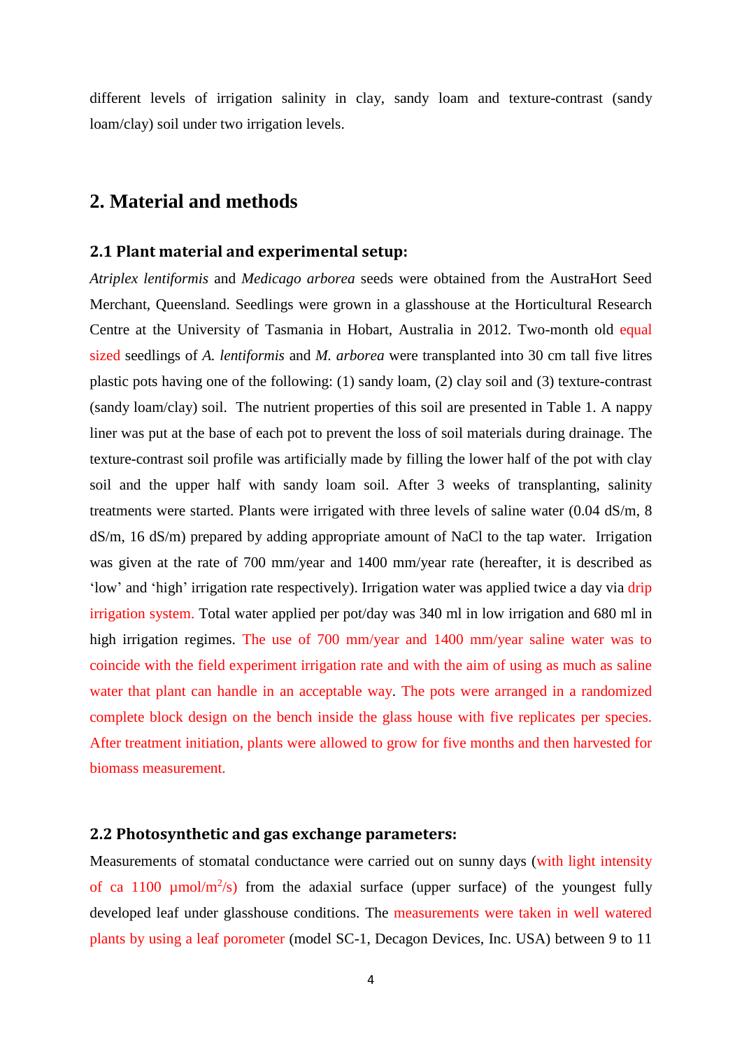different levels of irrigation salinity in clay, sandy loam and texture-contrast (sandy loam/clay) soil under two irrigation levels.

# 2. Material and methods

## 2.1 Plant material and experimental setup:

*Atriplex lentiformis* and *Medicago arborea* seeds were obtained from the AustraHort Seed Merchant, Queensland. Seedlings were grown in a glasshouse at the Horticultural Research Centre at the University of Tasmania in Hobart, Australia in 2012. Two-month old equal sized seedlings of *A. lentiformis* and *M. arborea* were transplanted into 30 cm tall five litres plastic pots having one of the following: (1) sandy loam, (2) clay soil and (3) texture-contrast (sandy loam/clay) soil. The nutrient properties of this soil are presented in Table 1. A nappy liner was put at the base of each pot to prevent the loss of soil materials during drainage. The texture-contrast soil profile was artificially made by filling the lower half of the pot with clay soil and the upper half with sandy loam soil. After 3 weeks of transplanting, salinity treatments were started. Plants were irrigated with three levels of saline water (0.04 dS/m, 8 dS/m, 16 dS/m) prepared by adding appropriate amount of NaCl to the tap water. Irrigation was given at the rate of 700 mm/year and 1400 mm/year rate (hereafter, it is described as 'low' and 'high' irrigation rate respectively). Irrigation water was applied twice a day via drip irrigation system. Total water applied per pot/day was 340 ml in low irrigation and 680 ml in high irrigation regimes. The use of 700 mm/year and 1400 mm/year saline water was to coincide with the field experiment irrigation rate and with the aim of using as much as saline water that plant can handle in an acceptable way. The pots were arranged in a randomized complete block design on the bench inside the glass house with five replicates per species. After treatment initiation, plants were allowed to grow for five months and then harvested for biomass measurement.

## 2.2 Photosynthetic and gas exchange parameters:

Measurements of stomatal conductance were carried out on sunny days (with light intensity of ca 1100 µmol/m$^2$/s) from the adaxial surface (upper surface) of the youngest fully developed leaf under glasshouse conditions. The measurements were taken in well watered plants by using a leaf porometer (model SC-1, Decagon Devices, Inc. USA) between 9 to 11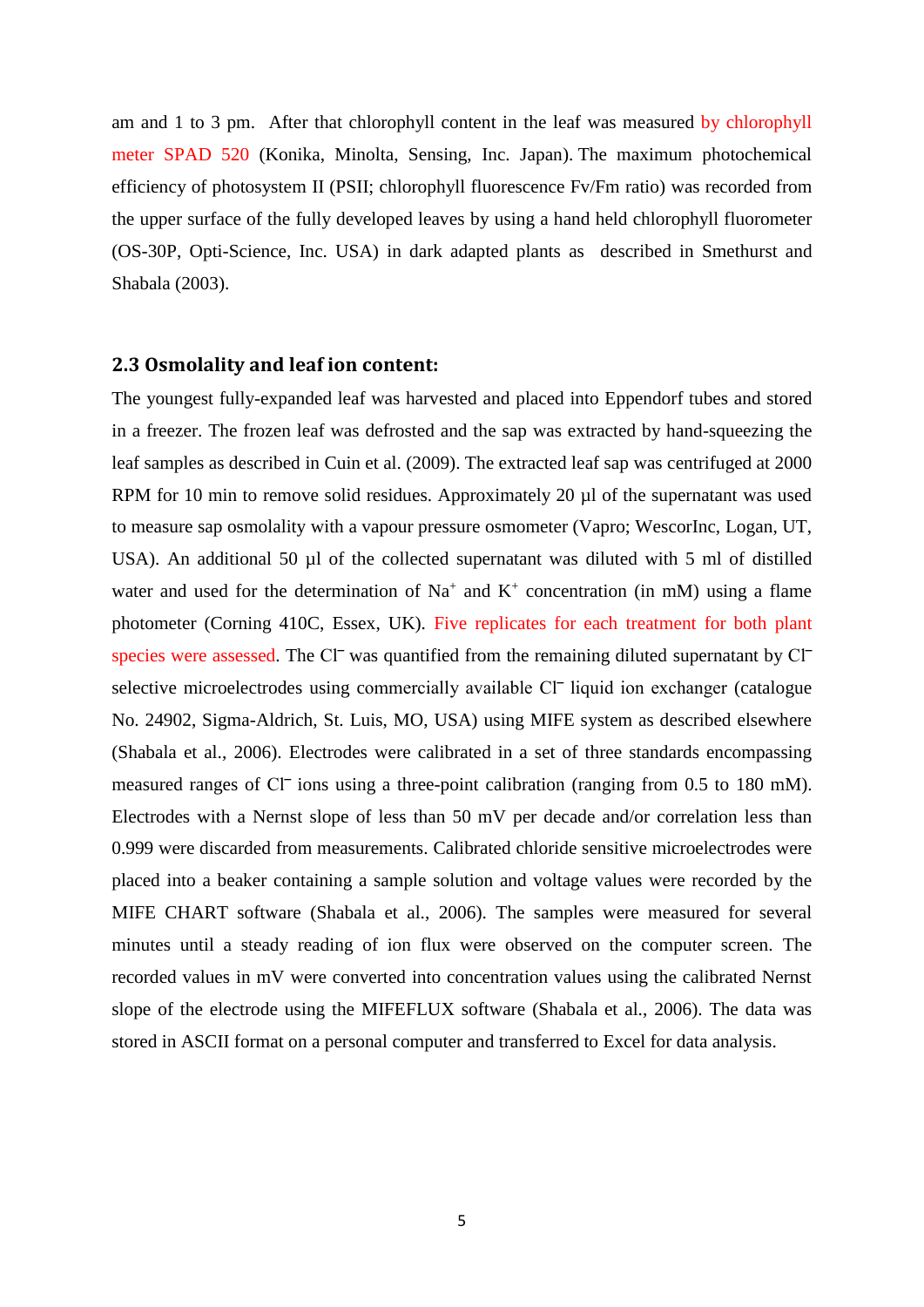am and 1 to 3 pm. After that chlorophyll content in the leaf was measured by chlorophyll meter SPAD 520 (Konika, Minolta, Sensing, Inc. Japan). The maximum photochemical efficiency of photosystem II (PSII; chlorophyll fluorescence Fv/Fm ratio) was recorded from the upper surface of the fully developed leaves by using a hand held chlorophyll fluorometer (OS-30P, Opti-Science, Inc. USA) in dark adapted plants as described in Smethurst and Shabala (2003).

## 2.3 Osmolality and leaf ion content:

The youngest fully-expanded leaf was harvested and placed into Eppendorf tubes and stored in a freezer. The frozen leaf was defrosted and the sap was extracted by hand-squeezing the leaf samples as described in Cuin et al. (2009). The extracted leaf sap was centrifuged at 2000 RPM for 10 min to remove solid residues. Approximately 20 µl of the supernatant was used to measure sap osmolality with a vapour pressure osmometer (Vapro; WescorInc, Logan, UT, USA). An additional 50 µl of the collected supernatant was diluted with 5 ml of distilled water and used for the determination of $Na^+$ and $K^+$ concentration (in mM) using a flame photometer (Corning 410C, Essex, UK). Five replicates for each treatment for both plant species were assessed. The $Cl^-$ was quantified from the remaining diluted supernatant by $Cl^-$ selective microelectrodes using commercially available $Cl^-$ liquid ion exchanger (catalogue No. 24902, Sigma-Aldrich, St. Luis, MO, USA) using MIFE system as described elsewhere (Shabala et al., 2006). Electrodes were calibrated in a set of three standards encompassing measured ranges of $Cl^-$ ions using a three-point calibration (ranging from 0.5 to 180 mM). Electrodes with a Nernst slope of less than 50 mV per decade and/or correlation less than 0.999 were discarded from measurements. Calibrated chloride sensitive microelectrodes were placed into a beaker containing a sample solution and voltage values were recorded by the MIFE CHART software (Shabala et al., 2006). The samples were measured for several minutes until a steady reading of ion flux were observed on the computer screen. The recorded values in mV were converted into concentration values using the calibrated Nernst slope of the electrode using the MIFEFLUX software (Shabala et al., 2006). The data was stored in ASCII format on a personal computer and transferred to Excel for data analysis.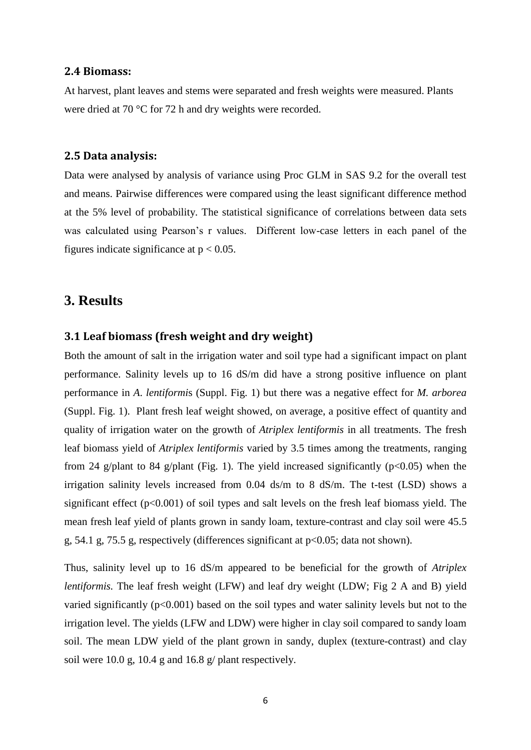### 2.4 Biomass:

At harvest, plant leaves and stems were separated and fresh weights were measured. Plants were dried at 70 °C for 72 h and dry weights were recorded.

### 2.5 Data analysis:

Data were analysed by analysis of variance using Proc GLM in SAS 9.2 for the overall test and means. Pairwise differences were compared using the least significant difference method at the 5% level of probability. The statistical significance of correlations between data sets was calculated using Pearson's r values. Different low-case letters in each panel of the figures indicate significance at $p < 0.05$.

## 3. Results

### 3.1 Leaf biomass (fresh weight and dry weight)

Both the amount of salt in the irrigation water and soil type had a significant impact on plant performance. Salinity levels up to 16 dS/m did have a strong positive influence on plant performance in *A. lentiformis* (Suppl. Fig. 1) but there was a negative effect for *M. arborea* (Suppl. Fig. 1). Plant fresh leaf weight showed, on average, a positive effect of quantity and quality of irrigation water on the growth of *Atriplex lentiformis* in all treatments. The fresh leaf biomass yield of *Atriplex lentiformis* varied by 3.5 times among the treatments, ranging from 24 g/plant to 84 g/plant (Fig. 1). The yield increased significantly ($p<0.05$) when the irrigation salinity levels increased from 0.04 ds/m to 8 dS/m. The t-test (LSD) shows a significant effect ($p<0.001$) of soil types and salt levels on the fresh leaf biomass yield. The mean fresh leaf yield of plants grown in sandy loam, texture-contrast and clay soil were 45.5 g, 54.1 g, 75.5 g, respectively (differences significant at $p<0.05$; data not shown).

Thus, salinity level up to 16 dS/m appeared to be beneficial for the growth of *Atriplex lentiformis.* The leaf fresh weight (LFW) and leaf dry weight (LDW; Fig 2 A and B) yield varied significantly ($p<0.001$) based on the soil types and water salinity levels but not to the irrigation level. The yields (LFW and LDW) were higher in clay soil compared to sandy loam soil. The mean LDW yield of the plant grown in sandy, duplex (texture-contrast) and clay soil were 10.0 g, 10.4 g and 16.8 g/ plant respectively.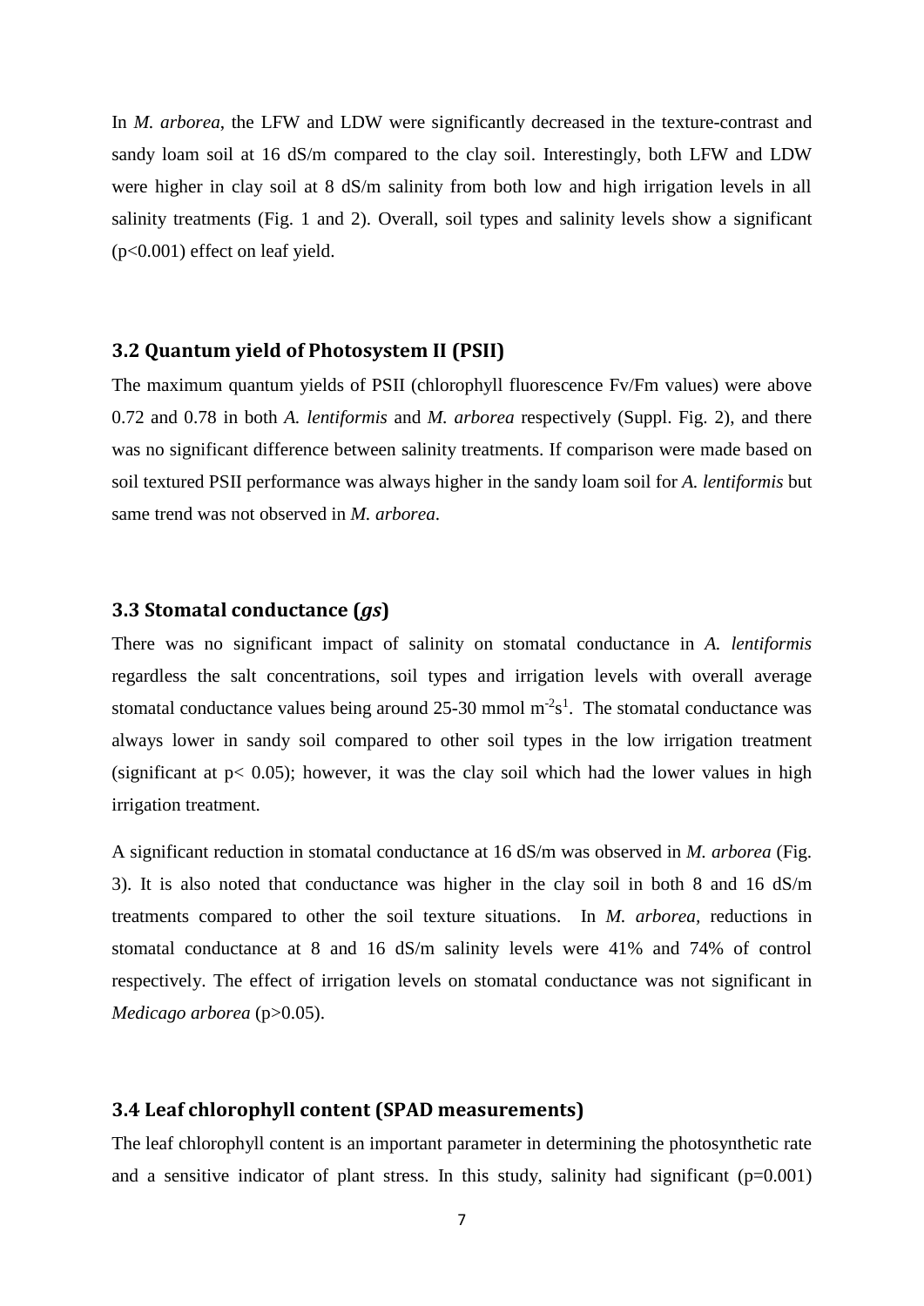In *M. arborea*, the LFW and LDW were significantly decreased in the texture-contrast and sandy loam soil at 16 dS/m compared to the clay soil. Interestingly, both LFW and LDW were higher in clay soil at 8 dS/m salinity from both low and high irrigation levels in all salinity treatments (Fig. 1 and 2). Overall, soil types and salinity levels show a significant ($p<0.001$) effect on leaf yield.

### 3.2 Quantum yield of Photosystem II (PSII)

The maximum quantum yields of PSII (chlorophyll fluorescence Fv/Fm values) were above 0.72 and 0.78 in both *A. lentiformis* and *M. arborea* respectively (Suppl. Fig. 2), and there was no significant difference between salinity treatments. If comparison were made based on soil textured PSII performance was always higher in the sandy loam soil for *A. lentiformis* but same trend was not observed in *M. arborea*.

### 3.3 Stomatal conductance (*gs*)

There was no significant impact of salinity on stomatal conductance in *A. lentiformis* regardless the salt concentrations, soil types and irrigation levels with overall average stomatal conductance values being around 25-30 mmol $m^{-2}s^{1}$. The stomatal conductance was always lower in sandy soil compared to other soil types in the low irrigation treatment (significant at $p< 0.05$); however, it was the clay soil which had the lower values in high irrigation treatment.

A significant reduction in stomatal conductance at 16 dS/m was observed in *M. arborea* (Fig. 3). It is also noted that conductance was higher in the clay soil in both 8 and 16 dS/m treatments compared to other the soil texture situations. In *M. arborea,* reductions in stomatal conductance at 8 and 16 dS/m salinity levels were 41% and 74% of control respectively. The effect of irrigation levels on stomatal conductance was not significant in *Medicago arborea* ($p>0.05$).

### 3.4 Leaf chlorophyll content (SPAD measurements)

The leaf chlorophyll content is an important parameter in determining the photosynthetic rate and a sensitive indicator of plant stress. In this study, salinity had significant ($p=0.001$)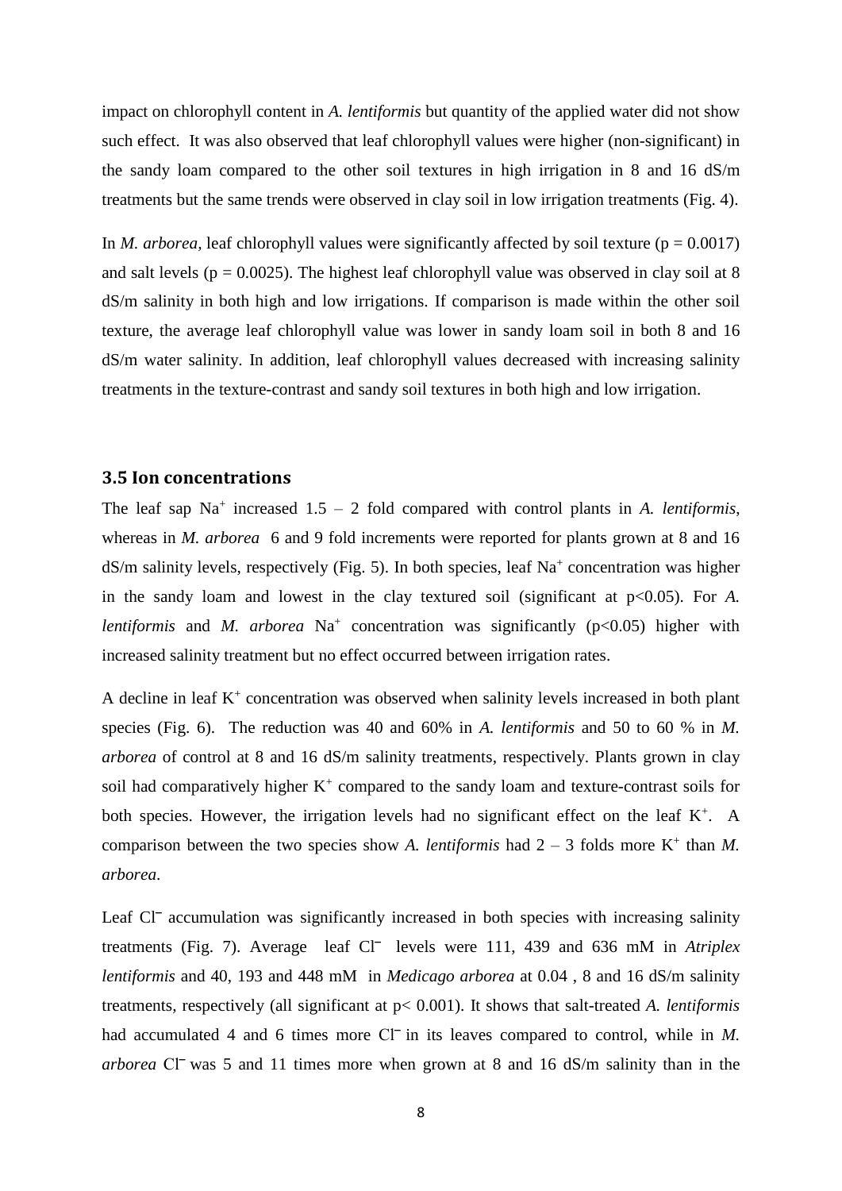impact on chlorophyll content in *A. lentiformis* but quantity of the applied water did not show such effect. It was also observed that leaf chlorophyll values were higher (non-significant) in the sandy loam compared to the other soil textures in high irrigation in 8 and 16 dS/m treatments but the same trends were observed in clay soil in low irrigation treatments (Fig. 4).

In *M. arborea,* leaf chlorophyll values were significantly affected by soil texture ($p = 0.0017$) and salt levels ($p = 0.0025$). The highest leaf chlorophyll value was observed in clay soil at 8 dS/m salinity in both high and low irrigations. If comparison is made within the other soil texture, the average leaf chlorophyll value was lower in sandy loam soil in both 8 and 16 dS/m water salinity. In addition, leaf chlorophyll values decreased with increasing salinity treatments in the texture-contrast and sandy soil textures in both high and low irrigation.

### 3.5 Ion concentrations

The leaf sap $Na^+$ increased 1.5 – 2 fold compared with control plants in *A. lentiformis*, whereas in *M. arborea* 6 and 9 fold increments were reported for plants grown at 8 and 16 dS/m salinity levels, respectively (Fig. 5). In both species, leaf $Na^+$ concentration was higher in the sandy loam and lowest in the clay textured soil (significant at $p<0.05$). For *A. lentiformis* and *M. arborea* $Na^+$ concentration was significantly ($p<0.05$) higher with increased salinity treatment but no effect occurred between irrigation rates.

A decline in leaf $K^+$ concentration was observed when salinity levels increased in both plant species (Fig. 6). The reduction was 40 and 60% in *A. lentiformis* and 50 to 60 % in *M. arborea* of control at 8 and 16 dS/m salinity treatments, respectively. Plants grown in clay soil had comparatively higher $K^+$ compared to the sandy loam and texture-contrast soils for both species. However, the irrigation levels had no significant effect on the leaf $K^+$. A comparison between the two species show *A. lentiformis* had 2 – 3 folds more $K^+$ than *M. arborea*.

Leaf $Cl^-$ accumulation was significantly increased in both species with increasing salinity treatments (Fig. 7). Average leaf $Cl^-$ levels were 111, 439 and 636 mM in *Atriplex lentiformis* and 40, 193 and 448 mM in *Medicago arborea* at 0.04 , 8 and 16 dS/m salinity treatments, respectively (all significant at $p< 0.001$). It shows that salt-treated *A. lentiformis* had accumulated 4 and 6 times more $Cl^-$ in its leaves compared to control, while in *M. arborea* $Cl^-$ was 5 and 11 times more when grown at 8 and 16 dS/m salinity than in the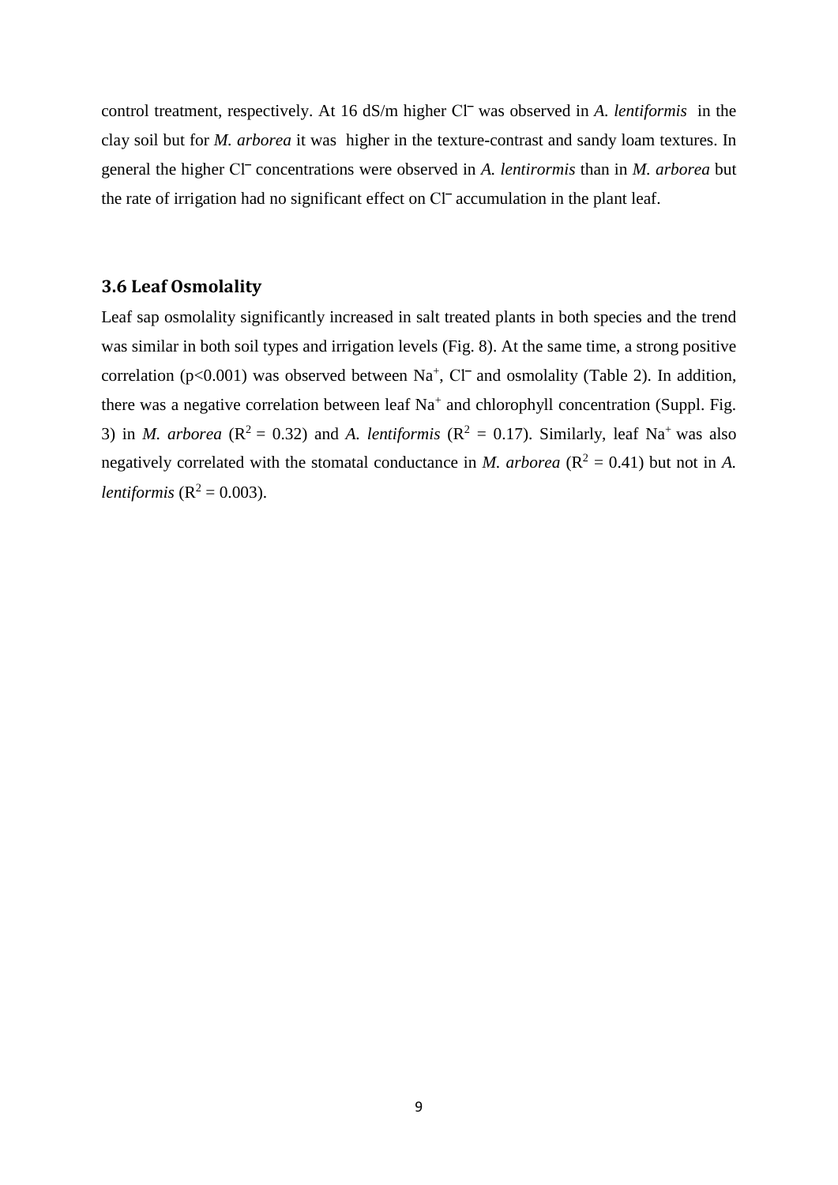control treatment, respectively. At 16 dS/m higher $Cl^-$ was observed in *A. lentiformis* in the clay soil but for *M. arborea* it was higher in the texture-contrast and sandy loam textures. In general the higher $Cl^-$ concentrations were observed in *A. lentirormis* than in *M. arborea* but the rate of irrigation had no significant effect on $Cl^-$ accumulation in the plant leaf.

### 3.6 Leaf Osmolality

Leaf sap osmolality significantly increased in salt treated plants in both species and the trend was similar in both soil types and irrigation levels (Fig. 8). At the same time, a strong positive correlation ($p<0.001$) was observed between $Na^+$, $Cl^-$ and osmolality (Table 2). In addition, there was a negative correlation between leaf $Na^+$ and chlorophyll concentration (Suppl. Fig. 3) in *M. arborea* ($R^2 = 0.32$) and *A. lentiformis* ($R^2 = 0.17$). Similarly, leaf $Na^+$ was also negatively correlated with the stomatal conductance in *M. arborea* ($R^2 = 0.41$) but not in *A. lentiformis* ($R^2 = 0.003$).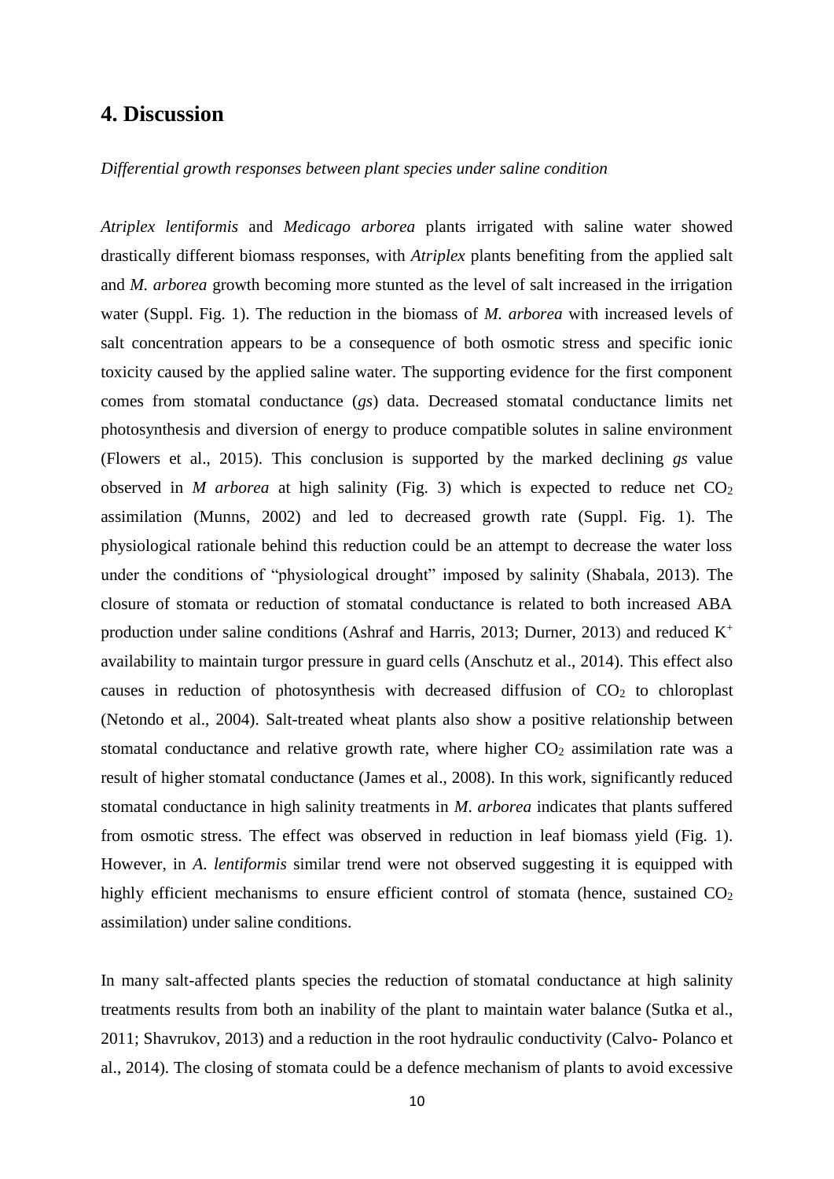## 4. Discussion

*Differential growth responses between plant species under saline condition*

*Atriplex lentiformis* and *Medicago arborea* plants irrigated with saline water showed drastically different biomass responses, with *Atriplex* plants benefiting from the applied salt and *M. arborea* growth becoming more stunted as the level of salt increased in the irrigation water (Suppl. Fig. 1). The reduction in the biomass of *M. arborea* with increased levels of salt concentration appears to be a consequence of both osmotic stress and specific ionic toxicity caused by the applied saline water. The supporting evidence for the first component comes from stomatal conductance (*gs*) data. Decreased stomatal conductance limits net photosynthesis and diversion of energy to produce compatible solutes in saline environment (Flowers et al., 2015). This conclusion is supported by the marked declining *gs* value observed in *M arborea* at high salinity (Fig. 3) which is expected to reduce net $CO_2$ assimilation (Munns, 2002) and led to decreased growth rate (Suppl. Fig. 1). The physiological rationale behind this reduction could be an attempt to decrease the water loss under the conditions of "physiological drought" imposed by salinity (Shabala, 2013). The closure of stomata or reduction of stomatal conductance is related to both increased ABA production under saline conditions (Ashraf and Harris, 2013; Durner, 2013) and reduced $K^+$ availability to maintain turgor pressure in guard cells (Anschutz et al., 2014). This effect also causes in reduction of photosynthesis with decreased diffusion of $CO_2$ to chloroplast (Netondo et al., 2004). Salt-treated wheat plants also show a positive relationship between stomatal conductance and relative growth rate, where higher $CO_2$ assimilation rate was a result of higher stomatal conductance (James et al., 2008). In this work, significantly reduced stomatal conductance in high salinity treatments in *M. arborea* indicates that plants suffered from osmotic stress. The effect was observed in reduction in leaf biomass yield (Fig. 1). However, in *A. lentiformis* similar trend were not observed suggesting it is equipped with highly efficient mechanisms to ensure efficient control of stomata (hence, sustained $CO_2$ assimilation) under saline conditions.

In many salt-affected plants species the reduction of stomatal conductance at high salinity treatments results from both an inability of the plant to maintain water balance (Sutka et al., 2011; Shavrukov, 2013) and a reduction in the root hydraulic conductivity (Calvo- Polanco et al., 2014). The closing of stomata could be a defence mechanism of plants to avoid excessive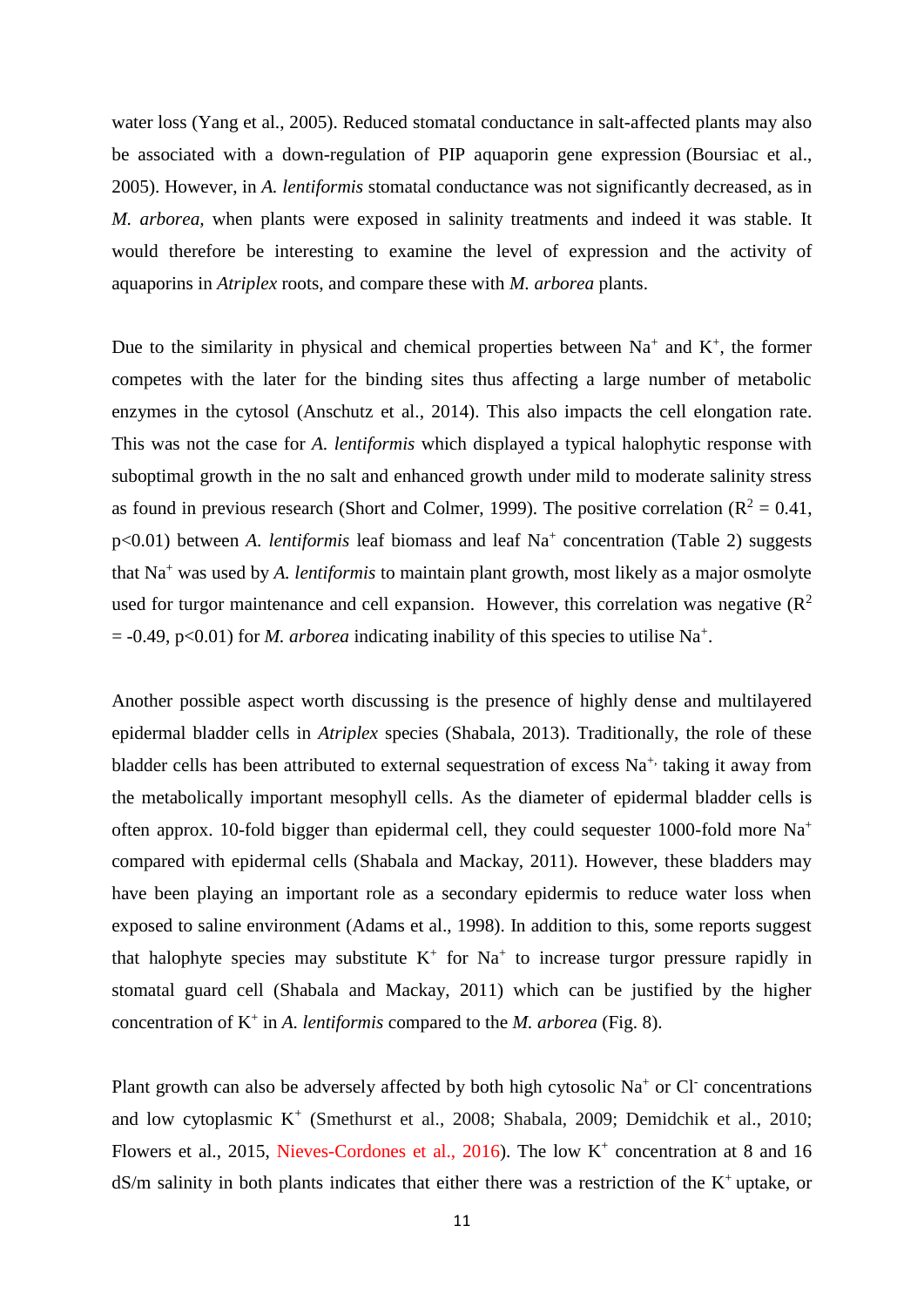water loss (Yang et al., 2005). Reduced stomatal conductance in salt-affected plants may also be associated with a down-regulation of PIP aquaporin gene expression (Boursiac et al., 2005). However, in *A. lentiformis* stomatal conductance was not significantly decreased, as in *M. arborea,* when plants were exposed in salinity treatments and indeed it was stable. It would therefore be interesting to examine the level of expression and the activity of aquaporins in *Atriplex* roots, and compare these with *M. arborea* plants.

Due to the similarity in physical and chemical properties between $Na^+$ and $K^+$, the former competes with the later for the binding sites thus affecting a large number of metabolic enzymes in the cytosol (Anschutz et al., 2014). This also impacts the cell elongation rate. This was not the case for *A. lentiformis* which displayed a typical halophytic response with suboptimal growth in the no salt and enhanced growth under mild to moderate salinity stress as found in previous research (Short and Colmer, 1999). The positive correlation ($R^2 = 0.41$, $p<0.01$) between *A. lentiformis* leaf biomass and leaf $Na^+$ concentration (Table 2) suggests that $Na^+$ was used by *A. lentiformis* to maintain plant growth, most likely as a major osmolyte used for turgor maintenance and cell expansion. However, this correlation was negative ($R^2 = -0.49$, $p<0.01$) for *M. arborea* indicating inability of this species to utilise $Na^+$.

Another possible aspect worth discussing is the presence of highly dense and multilayered epidermal bladder cells in *Atriplex* species (Shabala, 2013). Traditionally, the role of these bladder cells has been attributed to external sequestration of excess $Na^{+}$, taking it away from the metabolically important mesophyll cells. As the diameter of epidermal bladder cells is often approx. 10-fold bigger than epidermal cell, they could sequester 1000-fold more $Na^+$ compared with epidermal cells (Shabala and Mackay, 2011). However, these bladders may have been playing an important role as a secondary epidermis to reduce water loss when exposed to saline environment (Adams et al., 1998). In addition to this, some reports suggest that halophyte species may substitute $K^+$ for $Na^+$ to increase turgor pressure rapidly in stomatal guard cell (Shabala and Mackay, 2011) which can be justified by the higher concentration of $K^+$ in *A. lentiformis* compared to the *M. arborea* (Fig. 8).

Plant growth can also be adversely affected by both high cytosolic $Na^+$ or $Cl^-$ concentrations and low cytoplasmic $K^+$ (Smethurst et al., 2008; Shabala, 2009; Demidchik et al., 2010; Flowers et al., 2015, Nieves-Cordones et al., 2016). The low $K^+$ concentration at 8 and 16 dS/m salinity in both plants indicates that either there was a restriction of the $K^+$ uptake, or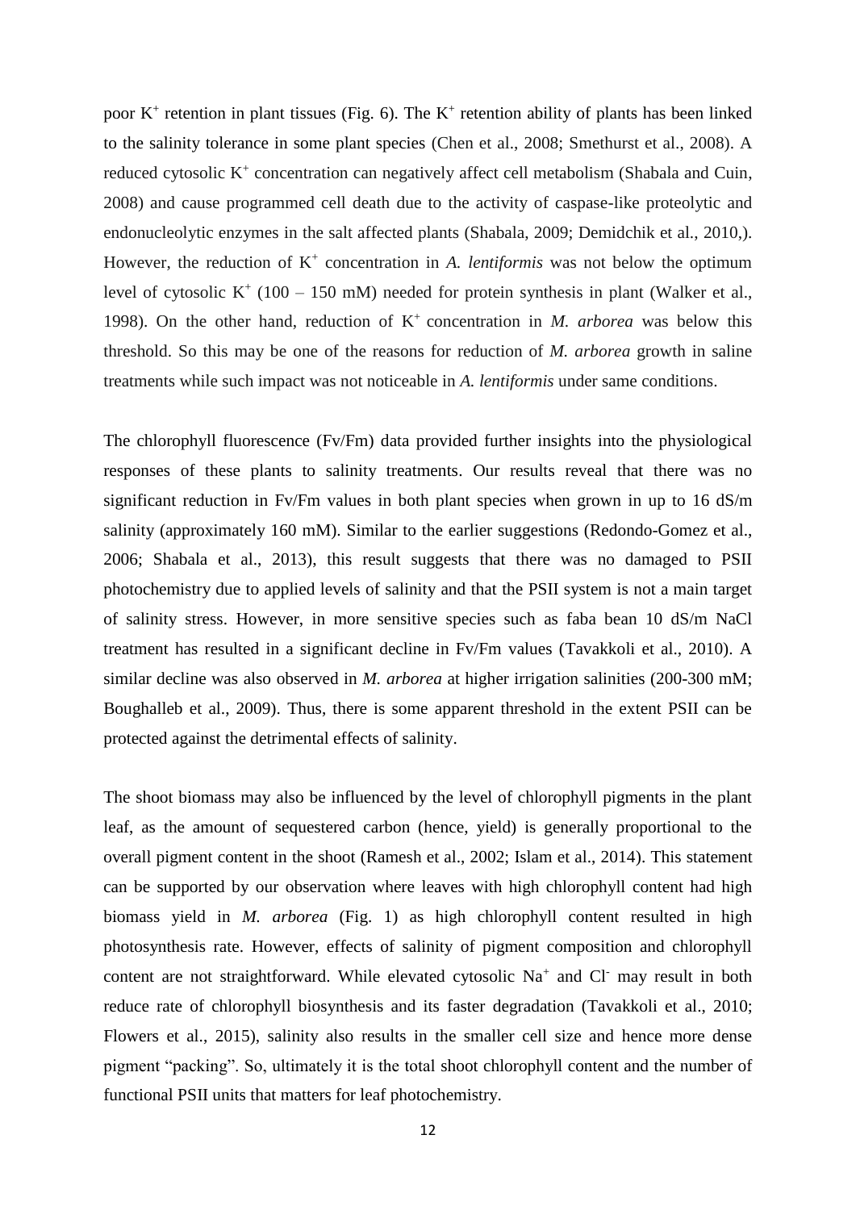poor $K^+$ retention in plant tissues (Fig. 6). The $K^+$ retention ability of plants has been linked to the salinity tolerance in some plant species (Chen et al., 2008; Smethurst et al., 2008). A reduced cytosolic $K^+$ concentration can negatively affect cell metabolism (Shabala and Cuin, 2008) and cause programmed cell death due to the activity of caspase-like proteolytic and endonucleolytic enzymes in the salt affected plants (Shabala, 2009; Demidchik et al., 2010,). However, the reduction of $K^+$ concentration in *A. lentiformis* was not below the optimum level of cytosolic $K^+$ (100 – 150 mM) needed for protein synthesis in plant (Walker et al., 1998). On the other hand, reduction of $K^+$ concentration in *M. arborea* was below this threshold. So this may be one of the reasons for reduction of *M. arborea* growth in saline treatments while such impact was not noticeable in *A. lentiformis* under same conditions.

The chlorophyll fluorescence (Fv/Fm) data provided further insights into the physiological responses of these plants to salinity treatments. Our results reveal that there was no significant reduction in Fv/Fm values in both plant species when grown in up to 16 dS/m salinity (approximately 160 mM). Similar to the earlier suggestions (Redondo-Gomez et al., 2006; Shabala et al., 2013), this result suggests that there was no damaged to PSII photochemistry due to applied levels of salinity and that the PSII system is not a main target of salinity stress. However, in more sensitive species such as faba bean 10 dS/m NaCl treatment has resulted in a significant decline in Fv/Fm values (Tavakkoli et al., 2010). A similar decline was also observed in *M. arborea* at higher irrigation salinities (200-300 mM; Boughalleb et al., 2009). Thus, there is some apparent threshold in the extent PSII can be protected against the detrimental effects of salinity.

The shoot biomass may also be influenced by the level of chlorophyll pigments in the plant leaf, as the amount of sequestered carbon (hence, yield) is generally proportional to the overall pigment content in the shoot (Ramesh et al., 2002; Islam et al., 2014). This statement can be supported by our observation where leaves with high chlorophyll content had high biomass yield in *M. arborea* (Fig. 1) as high chlorophyll content resulted in high photosynthesis rate. However, effects of salinity of pigment composition and chlorophyll content are not straightforward. While elevated cytosolic $Na^+$ and $Cl^-$ may result in both reduce rate of chlorophyll biosynthesis and its faster degradation (Tavakkoli et al., 2010; Flowers et al., 2015), salinity also results in the smaller cell size and hence more dense pigment "packing". So, ultimately it is the total shoot chlorophyll content and the number of functional PSII units that matters for leaf photochemistry.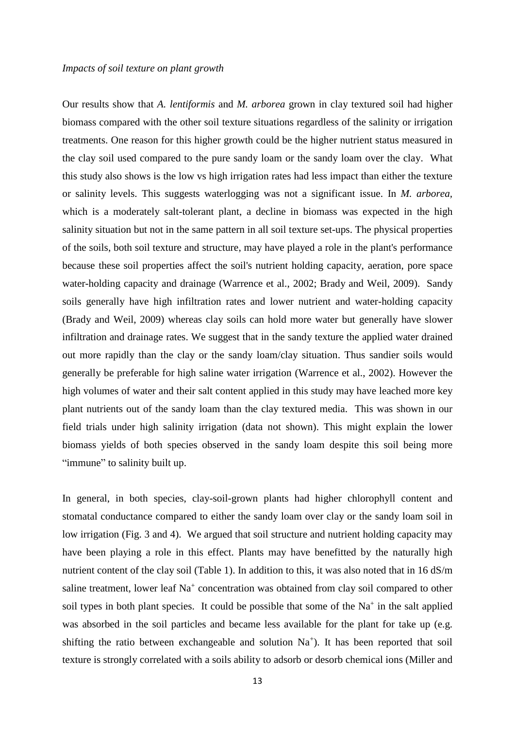*Impacts of soil texture on plant growth*

Our results show that *A. lentiformis* and *M. arborea* grown in clay textured soil had higher biomass compared with the other soil texture situations regardless of the salinity or irrigation treatments. One reason for this higher growth could be the higher nutrient status measured in the clay soil used compared to the pure sandy loam or the sandy loam over the clay. What this study also shows is the low vs high irrigation rates had less impact than either the texture or salinity levels. This suggests waterlogging was not a significant issue. In *M. arborea*, which is a moderately salt-tolerant plant, a decline in biomass was expected in the high salinity situation but not in the same pattern in all soil texture set-ups. The physical properties of the soils, both soil texture and structure, may have played a role in the plant's performance because these soil properties affect the soil's nutrient holding capacity, aeration, pore space water-holding capacity and drainage (Warrence et al., 2002; Brady and Weil, 2009). Sandy soils generally have high infiltration rates and lower nutrient and water-holding capacity (Brady and Weil, 2009) whereas clay soils can hold more water but generally have slower infiltration and drainage rates. We suggest that in the sandy texture the applied water drained out more rapidly than the clay or the sandy loam/clay situation. Thus sandier soils would generally be preferable for high saline water irrigation (Warrence et al., 2002). However the high volumes of water and their salt content applied in this study may have leached more key plant nutrients out of the sandy loam than the clay textured media. This was shown in our field trials under high salinity irrigation (data not shown). This might explain the lower biomass yields of both species observed in the sandy loam despite this soil being more "immune" to salinity built up.

In general, in both species, clay-soil-grown plants had higher chlorophyll content and stomatal conductance compared to either the sandy loam over clay or the sandy loam soil in low irrigation (Fig. 3 and 4). We argued that soil structure and nutrient holding capacity may have been playing a role in this effect. Plants may have benefitted by the naturally high nutrient content of the clay soil (Table 1). In addition to this, it was also noted that in 16 dS/m saline treatment, lower leaf $Na^+$ concentration was obtained from clay soil compared to other soil types in both plant species. It could be possible that some of the $Na^+$ in the salt applied was absorbed in the soil particles and became less available for the plant for take up (e.g. shifting the ratio between exchangeable and solution $Na^+$). It has been reported that soil texture is strongly correlated with a soils ability to adsorb or desorb chemical ions (Miller and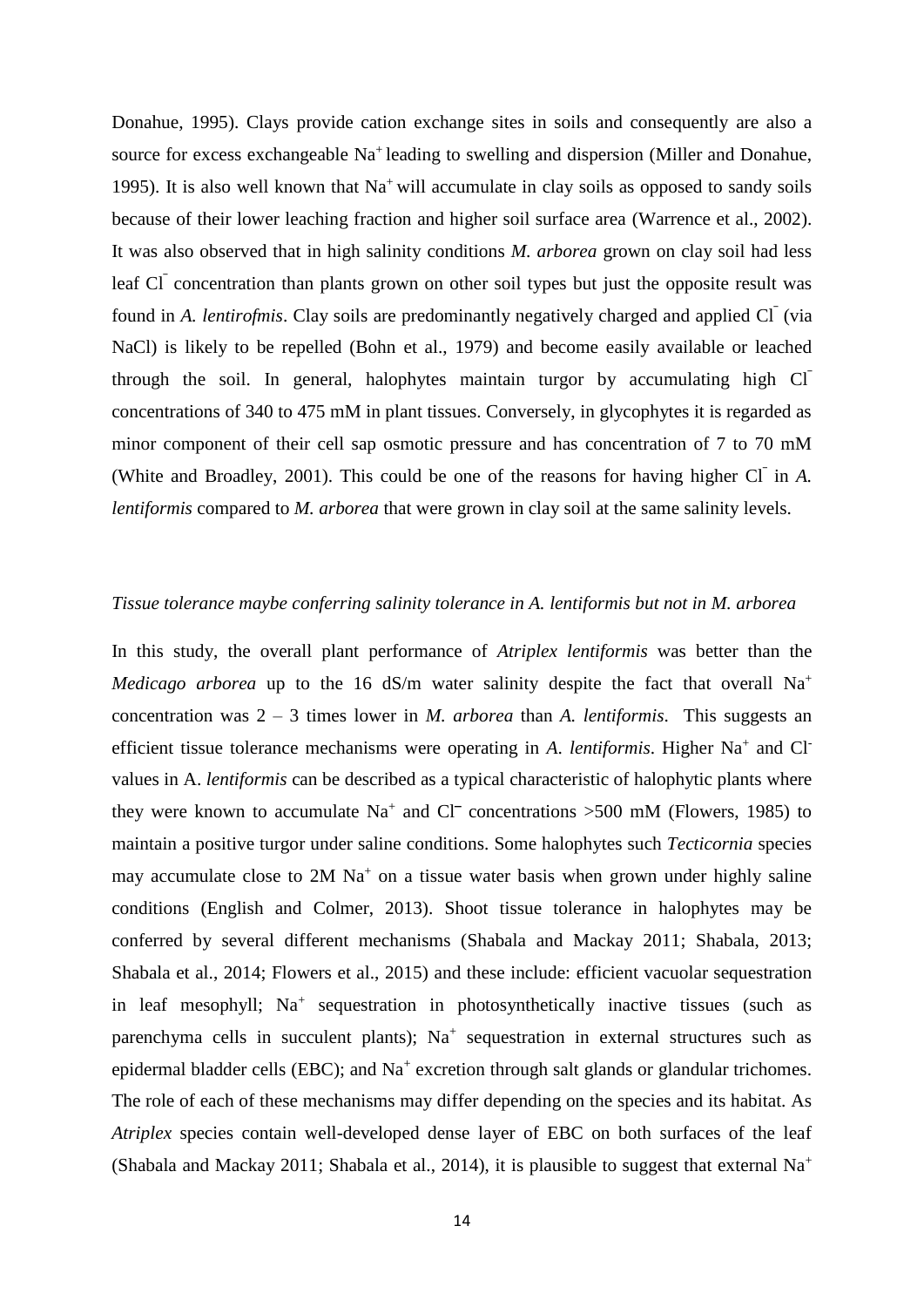Donahue, 1995). Clays provide cation exchange sites in soils and consequently are also a source for excess exchangeable $Na^+$ leading to swelling and dispersion (Miller and Donahue, 1995). It is also well known that $Na^+$ will accumulate in clay soils as opposed to sandy soils because of their lower leaching fraction and higher soil surface area (Warrence et al., 2002). It was also observed that in high salinity conditions *M. arborea* grown on clay soil had less leaf $Cl^-$ concentration than plants grown on other soil types but just the opposite result was found in *A. lentirofmis*. Clay soils are predominantly negatively charged and applied $Cl^-$ (via NaCl) is likely to be repelled (Bohn et al., 1979) and become easily available or leached through the soil. In general, halophytes maintain turgor by accumulating high $Cl^-$ concentrations of 340 to 475 mM in plant tissues. Conversely, in glycophytes it is regarded as minor component of their cell sap osmotic pressure and has concentration of 7 to 70 mM (White and Broadley, 2001). This could be one of the reasons for having higher $Cl^-$ in *A. lentiformis* compared to *M. arborea* that were grown in clay soil at the same salinity levels.

*Tissue tolerance maybe conferring salinity tolerance in A. lentiformis but not in M. arborea*

In this study, the overall plant performance of *Atriplex lentiformis* was better than the *Medicago arborea* up to the 16 dS/m water salinity despite the fact that overall $Na^+$ concentration was 2 – 3 times lower in *M. arborea* than *A. lentiformis*. This suggests an efficient tissue tolerance mechanisms were operating in *A. lentiformis*. Higher $Na^+$ and $Cl^-$ values in A. *lentiformis* can be described as a typical characteristic of halophytic plants where they were known to accumulate $Na^+$ and $Cl^-$ concentrations >500 mM (Flowers, 1985) to maintain a positive turgor under saline conditions. Some halophytes such *Tecticornia* species may accumulate close to 2M $Na^+$ on a tissue water basis when grown under highly saline conditions (English and Colmer, 2013). Shoot tissue tolerance in halophytes may be conferred by several different mechanisms (Shabala and Mackay 2011; Shabala, 2013; Shabala et al., 2014; Flowers et al., 2015) and these include: efficient vacuolar sequestration in leaf mesophyll; $Na^+$ sequestration in photosynthetically inactive tissues (such as parenchyma cells in succulent plants); $Na^+$ sequestration in external structures such as epidermal bladder cells (EBC); and $Na^+$ excretion through salt glands or glandular trichomes. The role of each of these mechanisms may differ depending on the species and its habitat. As *Atriplex* species contain well-developed dense layer of EBC on both surfaces of the leaf (Shabala and Mackay 2011; Shabala et al., 2014), it is plausible to suggest that external $Na^+$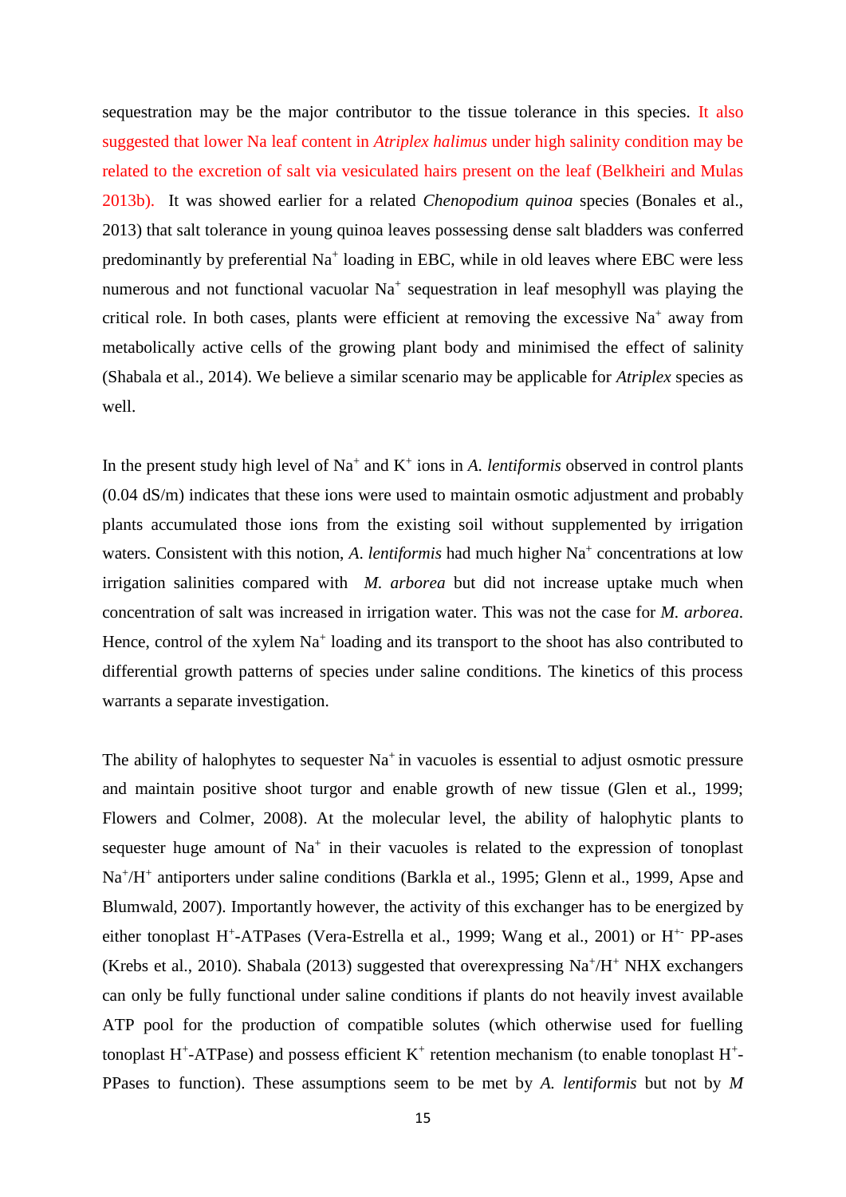sequestration may be the major contributor to the tissue tolerance in this species. It also suggested that lower Na leaf content in *Atriplex halimus* under high salinity condition may be related to the excretion of salt via vesiculated hairs present on the leaf (Belkheiri and Mulas 2013b). It was showed earlier for a related *Chenopodium quinoa* species (Bonales et al., 2013) that salt tolerance in young quinoa leaves possessing dense salt bladders was conferred predominantly by preferential $Na^+$ loading in EBC, while in old leaves where EBC were less numerous and not functional vacuolar $Na^+$ sequestration in leaf mesophyll was playing the critical role. In both cases, plants were efficient at removing the excessive $Na^+$ away from metabolically active cells of the growing plant body and minimised the effect of salinity (Shabala et al., 2014). We believe a similar scenario may be applicable for *Atriplex* species as well.

In the present study high level of $Na^+$ and $K^+$ ions in *A. lentiformis* observed in control plants (0.04 dS/m) indicates that these ions were used to maintain osmotic adjustment and probably plants accumulated those ions from the existing soil without supplemented by irrigation waters. Consistent with this notion, *A. lentiformis* had much higher $Na^+$ concentrations at low irrigation salinities compared with *M. arborea* but did not increase uptake much when concentration of salt was increased in irrigation water. This was not the case for *M. arborea*. Hence, control of the xylem $Na^+$ loading and its transport to the shoot has also contributed to differential growth patterns of species under saline conditions. The kinetics of this process warrants a separate investigation.

The ability of halophytes to sequester $Na^+$ in vacuoles is essential to adjust osmotic pressure and maintain positive shoot turgor and enable growth of new tissue (Glen et al., 1999; Flowers and Colmer, 2008). At the molecular level, the ability of halophytic plants to sequester huge amount of $Na^+$ in their vacuoles is related to the expression of tonoplast $Na^+/H^+$ antiporters under saline conditions (Barkla et al., 1995; Glenn et al., 1999, Apse and Blumwald, 2007). Importantly however, the activity of this exchanger has to be energized by either tonoplast $H^+$-ATPases (Vera-Estrella et al., 1999; Wang et al., 2001) or $H^{+-}$ PP-ases (Krebs et al., 2010). Shabala (2013) suggested that overexpressing $Na^+/H^+$ NHX exchangers can only be fully functional under saline conditions if plants do not heavily invest available ATP pool for the production of compatible solutes (which otherwise used for fuelling tonoplast $H^+$-ATPase) and possess efficient $K^+$ retention mechanism (to enable tonoplast $H^+$-PPases to function). These assumptions seem to be met by *A. lentiformis* but not by *M*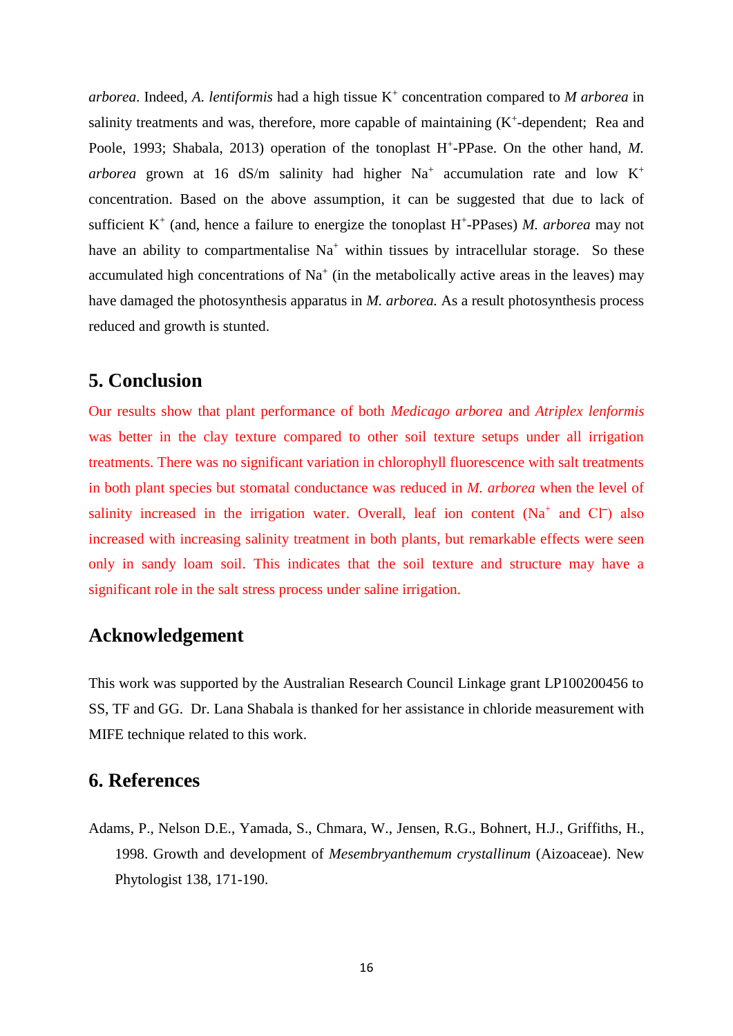*arborea*. Indeed, *A. lentiformis* had a high tissue $K^+$ concentration compared to *M arborea* in salinity treatments and was, therefore, more capable of maintaining ($K^+$-dependent; Rea and Poole, 1993; Shabala, 2013) operation of the tonoplast $H^+$-PPase. On the other hand, *M. arborea* grown at 16 dS/m salinity had higher $Na^+$ accumulation rate and low $K^+$ concentration. Based on the above assumption, it can be suggested that due to lack of sufficient $K^+$ (and, hence a failure to energize the tonoplast $H^+$-PPases) *M. arborea* may not have an ability to compartmentalise $Na^+$ within tissues by intracellular storage. So these accumulated high concentrations of $Na^+$ (in the metabolically active areas in the leaves) may have damaged the photosynthesis apparatus in *M. arborea.* As a result photosynthesis process reduced and growth is stunted.

## 5. Conclusion

Our results show that plant performance of both *Medicago arborea* and *Atriplex lenformis* was better in the clay texture compared to other soil texture setups under all irrigation treatments. There was no significant variation in chlorophyll fluorescence with salt treatments in both plant species but stomatal conductance was reduced in *M. arborea* when the level of salinity increased in the irrigation water. Overall, leaf ion content ($Na^+$ and $Cl^-$) also increased with increasing salinity treatment in both plants, but remarkable effects were seen only in sandy loam soil. This indicates that the soil texture and structure may have a significant role in the salt stress process under saline irrigation.

## Acknowledgement

This work was supported by the Australian Research Council Linkage grant LP100200456 to SS, TF and GG. Dr. Lana Shabala is thanked for her assistance in chloride measurement with MIFE technique related to this work.

## 6. References

Adams, P., Nelson D.E., Yamada, S., Chmara, W., Jensen, R.G., Bohnert, H.J., Griffiths, H., 1998. Growth and development of *Mesembryanthemum crystallinum* (Aizoaceae). New Phytologist 138, 171-190.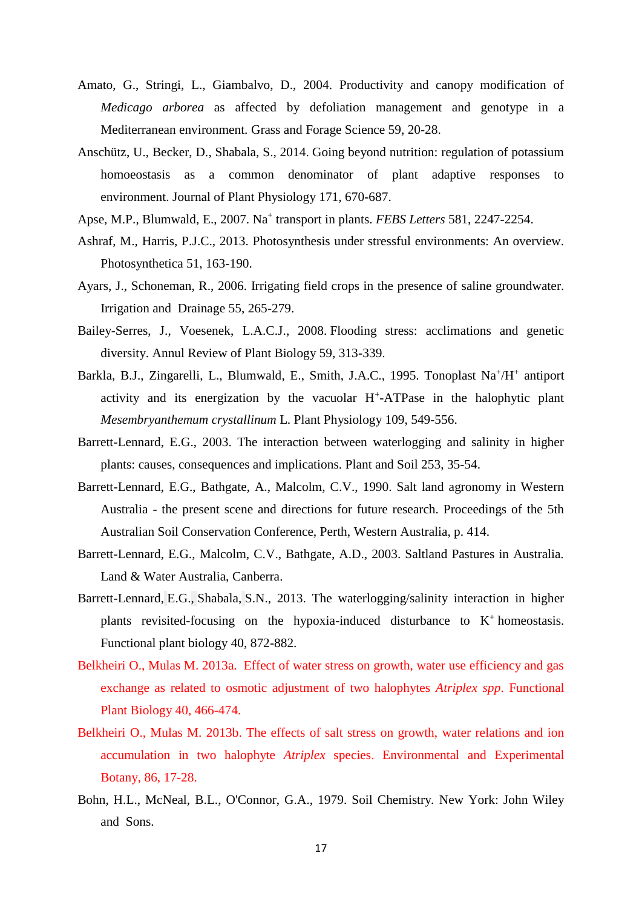Amato, G., Stringi, L., Giambalvo, D., 2004. Productivity and canopy modification of *Medicago arborea* as affected by defoliation management and genotype in a Mediterranean environment. Grass and Forage Science 59, 20-28.

Anschütz, U., Becker, D., Shabala, S., 2014. Going beyond nutrition: regulation of potassium homoeostasis as a common denominator of plant adaptive responses to environment. Journal of Plant Physiology 171, 670-687.

Apse, M.P., Blumwald, E., 2007. $Na^+$ transport in plants. *FEBS Letters* 581, 2247-2254.

Ashraf, M., Harris, P.J.C., 2013. Photosynthesis under stressful environments: An overview. Photosynthetica 51, 163-190.

Ayars, J., Schoneman, R., 2006. Irrigating field crops in the presence of saline groundwater. Irrigation and Drainage 55, 265-279.

Bailey-Serres, J., Voesenek, L.A.C.J., 2008. Flooding stress: acclimations and genetic diversity. Annul Review of Plant Biology 59, 313-339.

Barkla, B.J., Zingarelli, L., Blumwald, E., Smith, J.A.C., 1995. Tonoplast $Na^+/H^+$ antiport activity and its energization by the vacuolar $H^+$-ATPase in the halophytic plant *Mesembryanthemum crystallinum* L. Plant Physiology 109, 549-556.

Barrett-Lennard, E.G., 2003. The interaction between waterlogging and salinity in higher plants: causes, consequences and implications. Plant and Soil 253, 35-54.

Barrett-Lennard, E.G., Bathgate, A., Malcolm, C.V., 1990. Salt land agronomy in Western Australia - the present scene and directions for future research. Proceedings of the 5th Australian Soil Conservation Conference, Perth, Western Australia, p. 414.

Barrett-Lennard, E.G., Malcolm, C.V., Bathgate, A.D., 2003. Saltland Pastures in Australia. Land & Water Australia, Canberra.

Barrett-Lennard, E.G., Shabala, S.N., 2013. The waterlogging/salinity interaction in higher plants revisited-focusing on the hypoxia-induced disturbance to $K^+$ homeostasis. Functional plant biology 40, 872-882.

Belkheiri O., Mulas M. 2013a. Effect of water stress on growth, water use efficiency and gas exchange as related to osmotic adjustment of two halophytes *Atriplex spp*. Functional Plant Biology 40, 466-474.

Belkheiri O., Mulas M. 2013b. The effects of salt stress on growth, water relations and ion accumulation in two halophyte *Atriplex* species. Environmental and Experimental Botany, 86, 17-28.

Bohn, H.L., McNeal, B.L., O'Connor, G.A., 1979. Soil Chemistry. New York: John Wiley and Sons.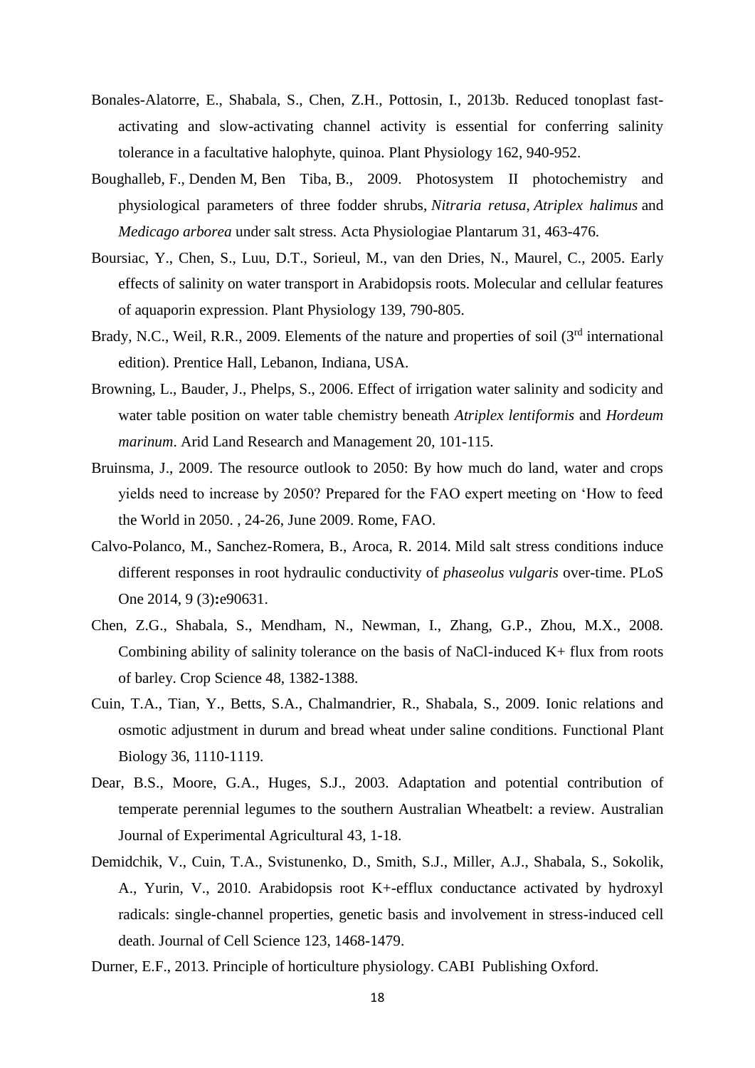Bonales-Alatorre, E., Shabala, S., Chen, Z.H., Pottosin, I., 2013b. Reduced tonoplast fast-activating and slow-activating channel activity is essential for conferring salinity tolerance in a facultative halophyte, quinoa. Plant Physiology 162, 940-952.

Boughalleb, F., Denden M, Ben Tiba, B., 2009. Photosystem II photochemistry and physiological parameters of three fodder shrubs, *Nitraria retusa*, *Atriplex halimus* and *Medicago arborea* under salt stress. Acta Physiologiae Plantarum 31, 463-476.

Boursiac, Y., Chen, S., Luu, D.T., Sorieul, M., van den Dries, N., Maurel, C., 2005. Early effects of salinity on water transport in Arabidopsis roots. Molecular and cellular features of aquaporin expression. Plant Physiology 139, 790-805.

Brady, N.C., Weil, R.R., 2009. Elements of the nature and properties of soil (3rd international edition). Prentice Hall, Lebanon, Indiana, USA.

Browning, L., Bauder, J., Phelps, S., 2006. Effect of irrigation water salinity and sodicity and water table position on water table chemistry beneath *Atriplex lentiformis* and *Hordeum marinum*. Arid Land Research and Management 20, 101-115.

Bruinsma, J., 2009. The resource outlook to 2050: By how much do land, water and crops yields need to increase by 2050? Prepared for the FAO expert meeting on 'How to feed the World in 2050. , 24-26, June 2009. Rome, FAO.

Calvo-Polanco, M., Sanchez-Romera, B., Aroca, R. 2014. Mild salt stress conditions induce different responses in root hydraulic conductivity of *phaseolus vulgaris* over-time. PLoS One 2014, 9 (3)**:**e90631.

Chen, Z.G., Shabala, S., Mendham, N., Newman, I., Zhang, G.P., Zhou, M.X., 2008. Combining ability of salinity tolerance on the basis of NaCl-induced K+ flux from roots of barley. Crop Science 48, 1382-1388.

Cuin, T.A., Tian, Y., Betts, S.A., Chalmandrier, R., Shabala, S., 2009. Ionic relations and osmotic adjustment in durum and bread wheat under saline conditions. Functional Plant Biology 36, 1110-1119.

Dear, B.S., Moore, G.A., Huges, S.J., 2003. Adaptation and potential contribution of temperate perennial legumes to the southern Australian Wheatbelt: a review. Australian Journal of Experimental Agricultural 43, 1-18.

Demidchik, V., Cuin, T.A., Svistunenko, D., Smith, S.J., Miller, A.J., Shabala, S., Sokolik, A., Yurin, V., 2010. Arabidopsis root K+-efflux conductance activated by hydroxyl radicals: single-channel properties, genetic basis and involvement in stress-induced cell death. Journal of Cell Science 123, 1468-1479.

Durner, E.F., 2013. Principle of horticulture physiology. CABI Publishing Oxford.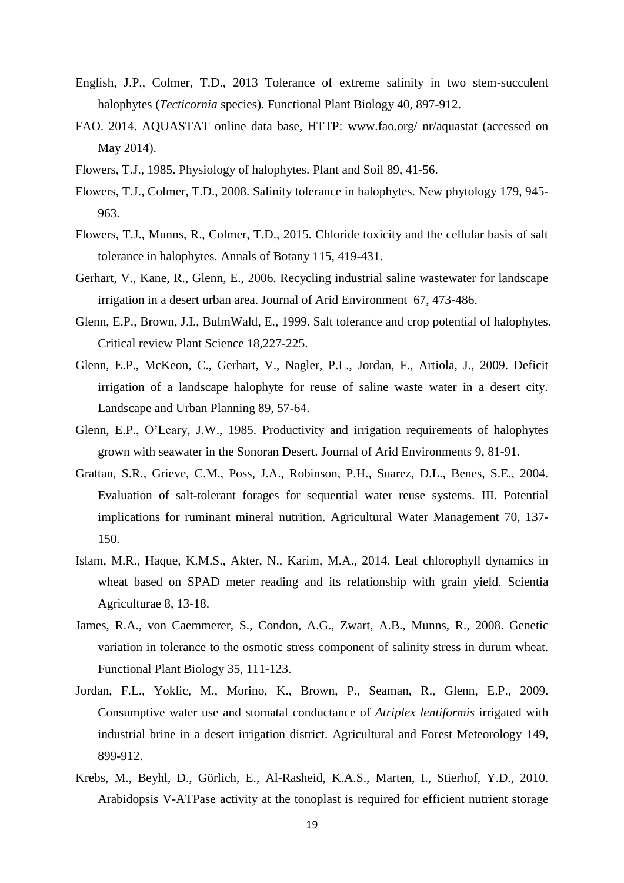English, J.P., Colmer, T.D., 2013 Tolerance of extreme salinity in two stem-succulent halophytes (*Tecticornia* species). Functional Plant Biology 40, 897-912.

FAO. 2014. AQUASTAT online data base, HTTP: www.fao.org/ nr/aquastat (accessed on May 2014).

Flowers, T.J., 1985. Physiology of halophytes. Plant and Soil 89, 41-56.

Flowers, T.J., Colmer, T.D., 2008. Salinity tolerance in halophytes. New phytology 179, 945-963.

Flowers, T.J., Munns, R., Colmer, T.D., 2015. Chloride toxicity and the cellular basis of salt tolerance in halophytes. Annals of Botany 115, 419-431.

Gerhart, V., Kane, R., Glenn, E., 2006. Recycling industrial saline wastewater for landscape irrigation in a desert urban area. Journal of Arid Environment 67, 473-486.

Glenn, E.P., Brown, J.I., BulmWald, E., 1999. Salt tolerance and crop potential of halophytes. Critical review Plant Science 18,227-225.

Glenn, E.P., McKeon, C., Gerhart, V., Nagler, P.L., Jordan, F., Artiola, J., 2009. Deficit irrigation of a landscape halophyte for reuse of saline waste water in a desert city. Landscape and Urban Planning 89, 57-64.

Glenn, E.P., O'Leary, J.W., 1985. Productivity and irrigation requirements of halophytes grown with seawater in the Sonoran Desert. Journal of Arid Environments 9, 81-91.

Grattan, S.R., Grieve, C.M., Poss, J.A., Robinson, P.H., Suarez, D.L., Benes, S.E., 2004. Evaluation of salt-tolerant forages for sequential water reuse systems. III. Potential implications for ruminant mineral nutrition. Agricultural Water Management 70, 137-150.

Islam, M.R., Haque, K.M.S., Akter, N., Karim, M.A., 2014. Leaf chlorophyll dynamics in wheat based on SPAD meter reading and its relationship with grain yield. Scientia Agriculturae 8, 13-18.

James, R.A., von Caemmerer, S., Condon, A.G., Zwart, A.B., Munns, R., 2008. Genetic variation in tolerance to the osmotic stress component of salinity stress in durum wheat. Functional Plant Biology 35, 111-123.

Jordan, F.L., Yoklic, M., Morino, K., Brown, P., Seaman, R., Glenn, E.P., 2009. Consumptive water use and stomatal conductance of *Atriplex lentiformis* irrigated with industrial brine in a desert irrigation district. Agricultural and Forest Meteorology 149, 899-912.

Krebs, M., Beyhl, D., Görlich, E., Al-Rasheid, K.A.S., Marten, I., Stierhof, Y.D., 2010. Arabidopsis V-ATPase activity at the tonoplast is required for efficient nutrient storage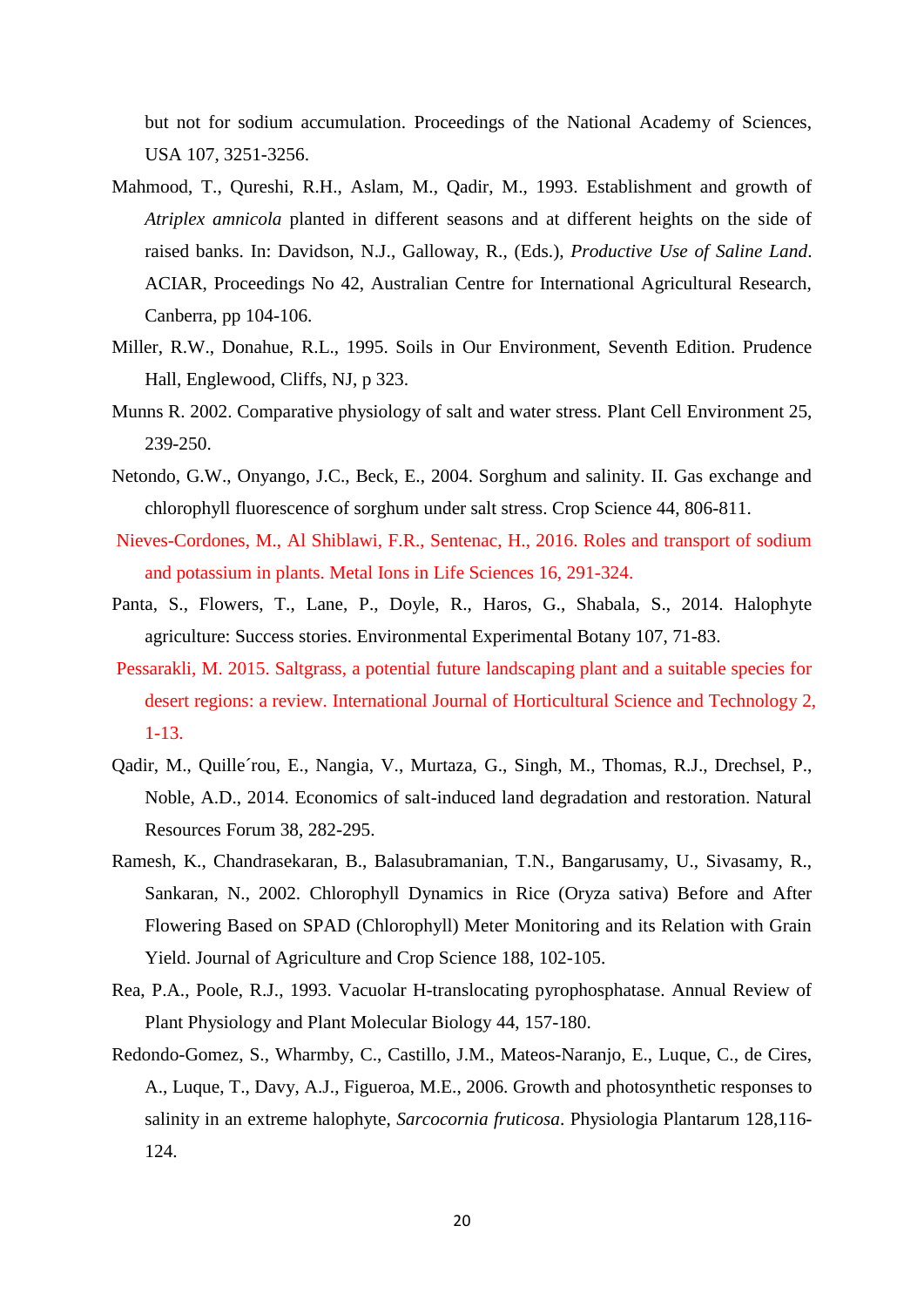but not for sodium accumulation. Proceedings of the National Academy of Sciences, USA 107, 3251-3256.

Mahmood, T., Qureshi, R.H., Aslam, M., Qadir, M., 1993. Establishment and growth of *Atriplex amnicola* planted in different seasons and at different heights on the side of raised banks. In: Davidson, N.J., Galloway, R., (Eds.), *Productive Use of Saline Land*. ACIAR, Proceedings No 42, Australian Centre for International Agricultural Research, Canberra, pp 104-106.

Miller, R.W., Donahue, R.L., 1995. Soils in Our Environment, Seventh Edition. Prudence Hall, Englewood, Cliffs, NJ, p 323.

Munns R. 2002. Comparative physiology of salt and water stress. Plant Cell Environment 25, 239-250.

Netondo, G.W., Onyango, J.C., Beck, E., 2004. Sorghum and salinity. II. Gas exchange and chlorophyll fluorescence of sorghum under salt stress. Crop Science 44, 806-811.

Nieves-Cordones, M., Al Shiblawi, F.R., Sentenac, H., 2016. Roles and transport of sodium and potassium in plants. Metal Ions in Life Sciences 16, 291-324.

Panta, S., Flowers, T., Lane, P., Doyle, R., Haros, G., Shabala, S., 2014. Halophyte agriculture: Success stories. Environmental Experimental Botany 107, 71-83.

Pessarakli, M. 2015. Saltgrass, a potential future landscaping plant and a suitable species for desert regions: a review. International Journal of Horticultural Science and Technology 2, 1-13.

Qadir, M., Quille´rou, E., Nangia, V., Murtaza, G., Singh, M., Thomas, R.J., Drechsel, P., Noble, A.D., 2014. Economics of salt-induced land degradation and restoration. Natural Resources Forum 38, 282-295.

Ramesh, K., Chandrasekaran, B., Balasubramanian, T.N., Bangarusamy, U., Sivasamy, R., Sankaran, N., 2002. Chlorophyll Dynamics in Rice (Oryza sativa) Before and After Flowering Based on SPAD (Chlorophyll) Meter Monitoring and its Relation with Grain Yield. Journal of Agriculture and Crop Science 188, 102-105.

Rea, P.A., Poole, R.J., 1993. Vacuolar H-translocating pyrophosphatase. Annual Review of Plant Physiology and Plant Molecular Biology 44, 157-180.

Redondo-Gomez, S., Wharmby, C., Castillo, J.M., Mateos-Naranjo, E., Luque, C., de Cires, A., Luque, T., Davy, A.J., Figueroa, M.E., 2006. Growth and photosynthetic responses to salinity in an extreme halophyte, *Sarcocornia fruticosa*. Physiologia Plantarum 128,116-124.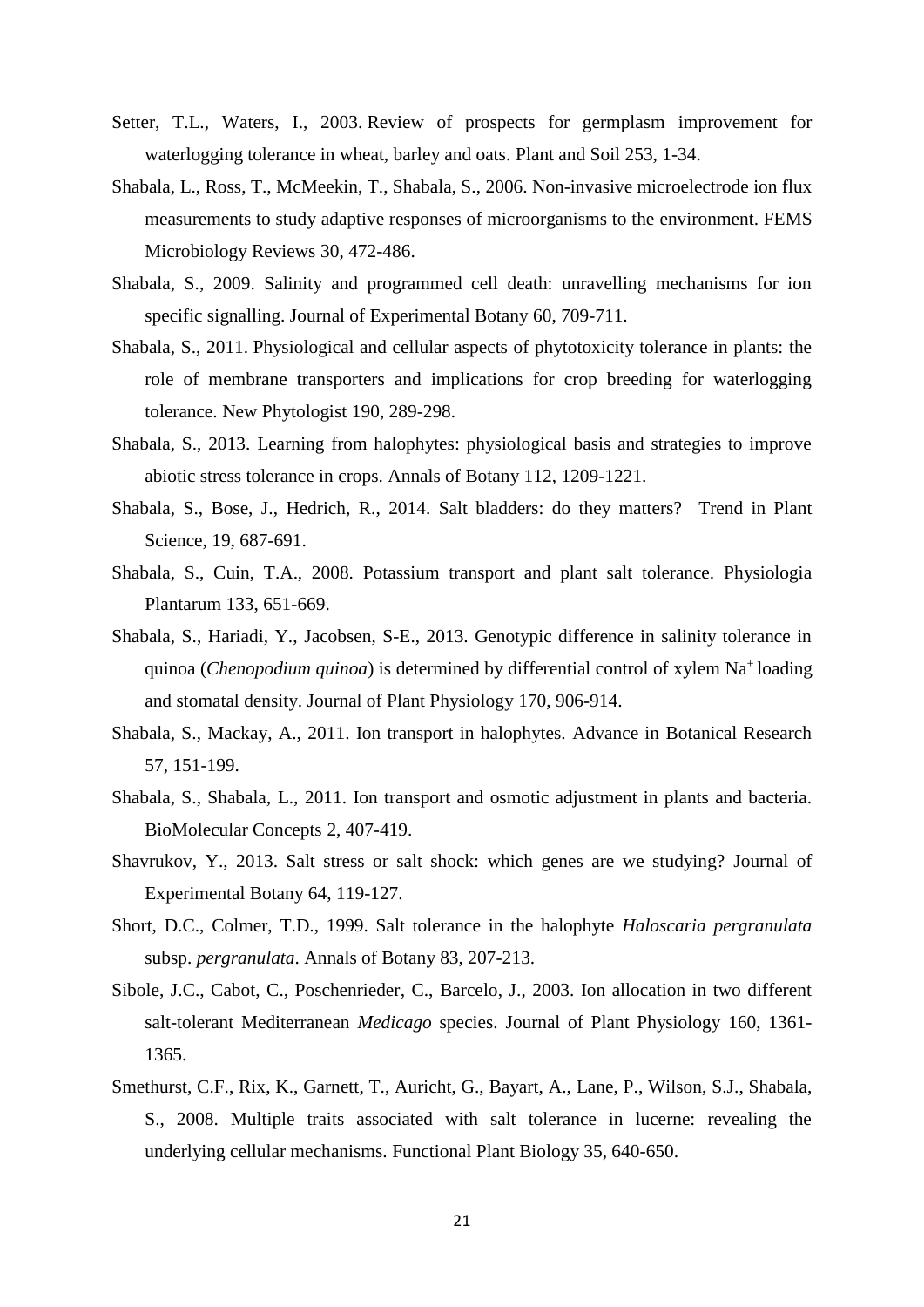Setter, T.L., Waters, I., 2003. Review of prospects for germplasm improvement for waterlogging tolerance in wheat, barley and oats. Plant and Soil 253, 1-34.

Shabala, L., Ross, T., McMeekin, T., Shabala, S., 2006. Non-invasive microelectrode ion flux measurements to study adaptive responses of microorganisms to the environment. FEMS Microbiology Reviews 30, 472-486.

Shabala, S., 2009. Salinity and programmed cell death: unravelling mechanisms for ion specific signalling. Journal of Experimental Botany 60, 709-711.

Shabala, S., 2011. Physiological and cellular aspects of phytotoxicity tolerance in plants: the role of membrane transporters and implications for crop breeding for waterlogging tolerance. New Phytologist 190, 289-298.

Shabala, S., 2013. Learning from halophytes: physiological basis and strategies to improve abiotic stress tolerance in crops. Annals of Botany 112, 1209-1221.

Shabala, S., Bose, J., Hedrich, R., 2014. Salt bladders: do they matters? Trend in Plant Science, 19, 687-691.

Shabala, S., Cuin, T.A., 2008. Potassium transport and plant salt tolerance. Physiologia Plantarum 133, 651-669.

Shabala, S., Hariadi, Y., Jacobsen, S-E., 2013. Genotypic difference in salinity tolerance in quinoa (*Chenopodium quinoa*) is determined by differential control of xylem $Na^+$ loading and stomatal density. Journal of Plant Physiology 170, 906-914.

Shabala, S., Mackay, A., 2011. Ion transport in halophytes. Advance in Botanical Research 57, 151-199.

Shabala, S., Shabala, L., 2011. Ion transport and osmotic adjustment in plants and bacteria. BioMolecular Concepts 2, 407-419.

Shavrukov, Y., 2013. Salt stress or salt shock: which genes are we studying? Journal of Experimental Botany 64, 119-127.

Short, D.C., Colmer, T.D., 1999. Salt tolerance in the halophyte *Haloscaria pergranulata* subsp. *pergranulata*. Annals of Botany 83, 207-213.

Sibole, J.C., Cabot, C., Poschenrieder, C., Barcelo, J., 2003. Ion allocation in two different salt-tolerant Mediterranean *Medicago* species. Journal of Plant Physiology 160, 1361-1365.

Smethurst, C.F., Rix, K., Garnett, T., Auricht, G., Bayart, A., Lane, P., Wilson, S.J., Shabala, S., 2008. Multiple traits associated with salt tolerance in lucerne: revealing the underlying cellular mechanisms. Functional Plant Biology 35, 640-650.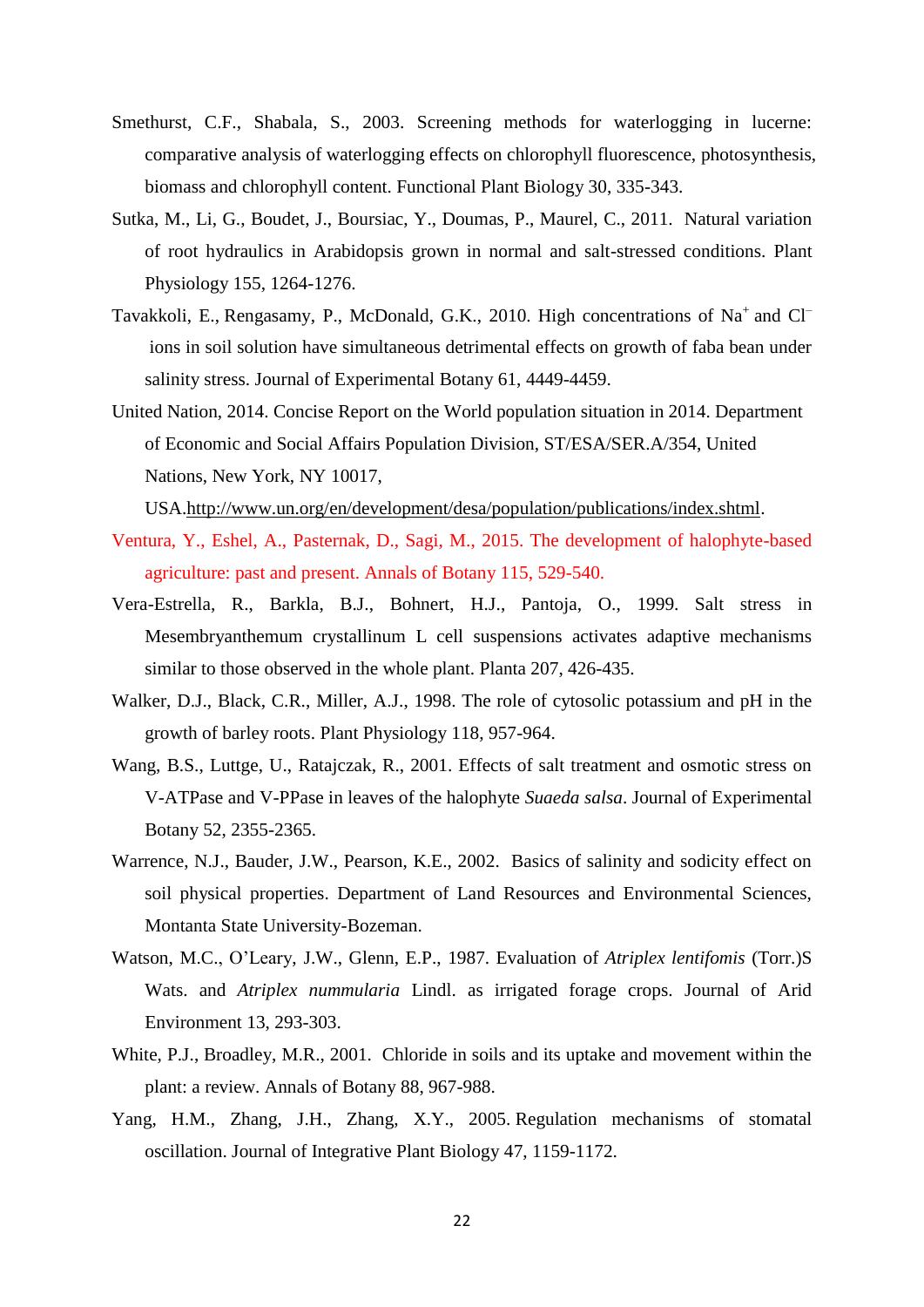Smethurst, C.F., Shabala, S., 2003. Screening methods for waterlogging in lucerne: comparative analysis of waterlogging effects on chlorophyll fluorescence, photosynthesis, biomass and chlorophyll content. Functional Plant Biology 30, 335-343.

Sutka, M., Li, G., Boudet, J., Boursiac, Y., Doumas, P., Maurel, C., 2011. Natural variation of root hydraulics in Arabidopsis grown in normal and salt-stressed conditions. Plant Physiology 155, 1264-1276.

Tavakkoli, E., Rengasamy, P., McDonald, G.K., 2010. High concentrations of $Na^+$ and $Cl^-$ ions in soil solution have simultaneous detrimental effects on growth of faba bean under salinity stress. Journal of Experimental Botany 61, 4449-4459.

United Nation, 2014. Concise Report on the World population situation in 2014. Department of Economic and Social Affairs Population Division, ST/ESA/SER.A/354, United Nations, New York, NY 10017, USA.http://www.un.org/en/development/desa/population/publications/index.shtml.

Ventura, Y., Eshel, A., Pasternak, D., Sagi, M., 2015. The development of halophyte-based agriculture: past and present. Annals of Botany 115, 529-540.

Vera-Estrella, R., Barkla, B.J., Bohnert, H.J., Pantoja, O., 1999. Salt stress in Mesembryanthemum crystallinum L cell suspensions activates adaptive mechanisms similar to those observed in the whole plant. Planta 207, 426-435.

Walker, D.J., Black, C.R., Miller, A.J., 1998. The role of cytosolic potassium and pH in the growth of barley roots. Plant Physiology 118, 957-964.

Wang, B.S., Luttge, U., Ratajczak, R., 2001. Effects of salt treatment and osmotic stress on V-ATPase and V-PPase in leaves of the halophyte *Suaeda salsa*. Journal of Experimental Botany 52, 2355-2365.

Warrence, N.J., Bauder, J.W., Pearson, K.E., 2002. Basics of salinity and sodicity effect on soil physical properties. Department of Land Resources and Environmental Sciences, Montanta State University-Bozeman.

Watson, M.C., O'Leary, J.W., Glenn, E.P., 1987. Evaluation of *Atriplex lentifomis* (Torr.)S Wats. and *Atriplex nummularia* Lindl. as irrigated forage crops. Journal of Arid Environment 13, 293-303.

White, P.J., Broadley, M.R., 2001. Chloride in soils and its uptake and movement within the plant: a review. Annals of Botany 88, 967-988.

Yang, H.M., Zhang, J.H., Zhang, X.Y., 2005. Regulation mechanisms of stomatal oscillation. Journal of Integrative Plant Biology 47, 1159-1172.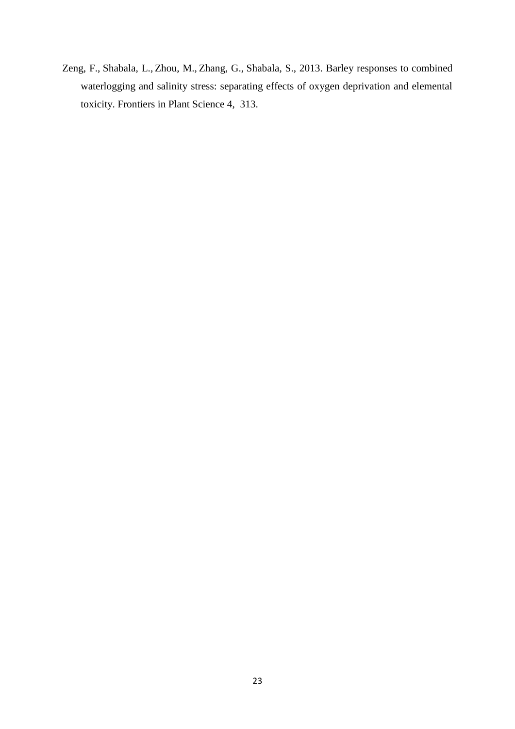Zeng, F., Shabala, L., Zhou, M., Zhang, G., Shabala, S., 2013. Barley responses to combined waterlogging and salinity stress: separating effects of oxygen deprivation and elemental toxicity. Frontiers in Plant Science 4, 313.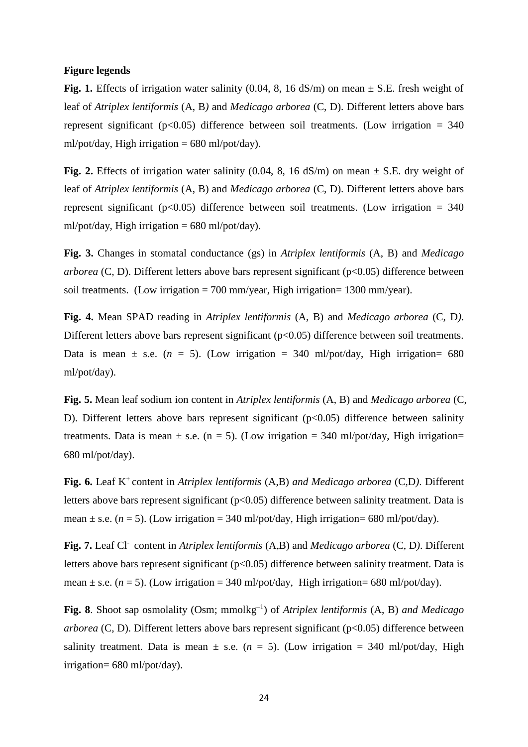**Figure legends**

**Fig. 1.** Effects of irrigation water salinity (0.04, 8, 16 dS/m) on mean ± S.E. fresh weight of leaf of *Atriplex lentiformis* (A, B) and *Medicago arborea* (C, D). Different letters above bars represent significant ($p<0.05$) difference between soil treatments. (Low irrigation = 340 ml/pot/day, High irrigation = 680 ml/pot/day).

**Fig. 2.** Effects of irrigation water salinity (0.04, 8, 16 dS/m) on mean ± S.E. dry weight of leaf of *Atriplex lentiformis* (A, B) and *Medicago arborea* (C, D). Different letters above bars represent significant ($p<0.05$) difference between soil treatments. (Low irrigation = 340 ml/pot/day, High irrigation = 680 ml/pot/day).

**Fig. 3.** Changes in stomatal conductance (gs) in *Atriplex lentiformis* (A, B) and *Medicago arborea* (C, D). Different letters above bars represent significant ($p<0.05$) difference between soil treatments. (Low irrigation = 700 mm/year, High irrigation= 1300 mm/year).

**Fig. 4.** Mean SPAD reading in *Atriplex lentiformis* (A, B) and *Medicago arborea* (C, D). Different letters above bars represent significant ($p<0.05$) difference between soil treatments. Data is mean ± s.e. ($n$ = 5). (Low irrigation = 340 ml/pot/day, High irrigation= 680 ml/pot/day).

**Fig. 5.** Mean leaf sodium ion content in *Atriplex lentiformis* (A, B) and *Medicago arborea* (C, D). Different letters above bars represent significant ($p<0.05$) difference between salinity treatments. Data is mean ± s.e. (n = 5). (Low irrigation = 340 ml/pot/day, High irrigation= 680 ml/pot/day).

**Fig. 6.** Leaf $K^+$ content in *Atriplex lentiformis* (A,B) *and Medicago arborea* (C,D). Different letters above bars represent significant ($p<0.05$) difference between salinity treatment. Data is mean ± s.e. ($n$ = 5). (Low irrigation = 340 ml/pot/day, High irrigation= 680 ml/pot/day).

**Fig. 7.** Leaf $Cl^-$ content in *Atriplex lentiformis* (A,B) and *Medicago arborea* (C, D). Different letters above bars represent significant ($p<0.05$) difference between salinity treatment. Data is mean ± s.e. ($n$ = 5). (Low irrigation = 340 ml/pot/day, High irrigation= 680 ml/pot/day).

**Fig. 8**. Shoot sap osmolality (Osm; mmolkg$^{-1}$) of *Atriplex lentiformis* (A, B) *and Medicago arborea* (C, D). Different letters above bars represent significant ($p<0.05$) difference between salinity treatment. Data is mean ± s.e. ($n$ = 5). (Low irrigation = 340 ml/pot/day, High irrigation= 680 ml/pot/day).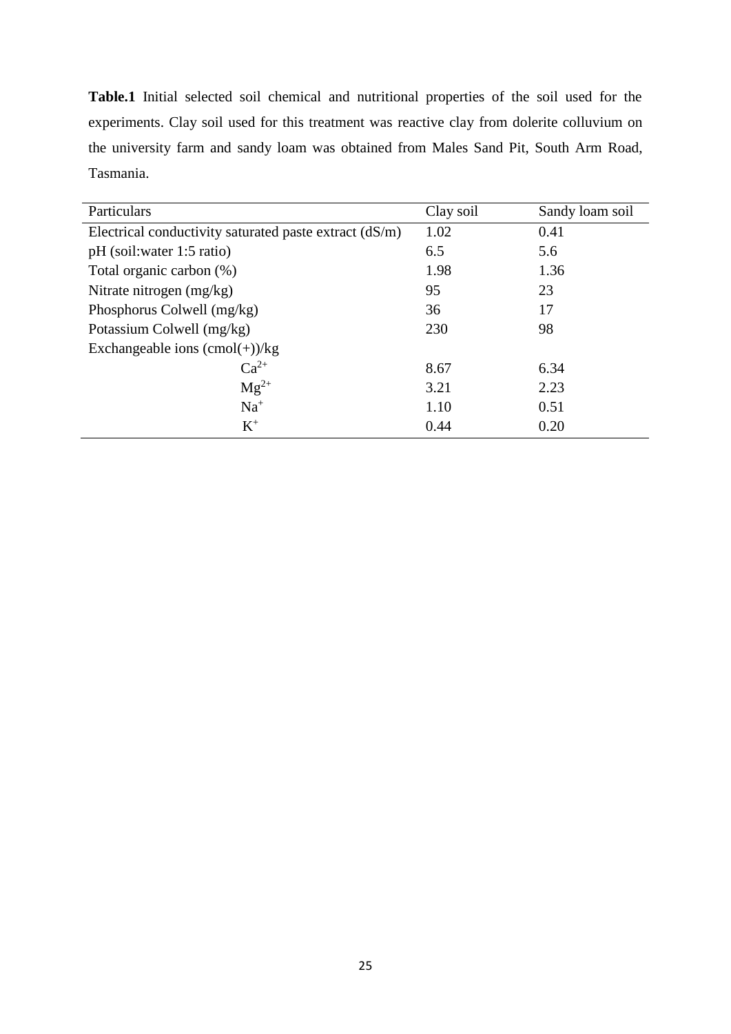**Table.1** Initial selected soil chemical and nutritional properties of the soil used for the experiments. Clay soil used for this treatment was reactive clay from dolerite colluvium on the university farm and sandy loam was obtained from Males Sand Pit, South Arm Road, Tasmania.

| Particulars | Clay soil | Sandy loam soil |
|---|---|---|
| Electrical conductivity saturated paste extract (dS/m) | 1.02 | 0.41 |
| pH (soil:water 1:5 ratio) | 6.5 | 5.6 |
| Total organic carbon (%) | 1.98 | 1.36 |
| Nitrate nitrogen (mg/kg) | 95 | 23 |
| Phosphorus Colwell (mg/kg) | 36 | 17 |
| Potassium Colwell (mg/kg) | 230 | 98 |
| Exchangeable ions (cmol(+))/kg | | |
| $Ca^{2+}$ | 8.67 | 6.34 |
| $Mg^{2+}$ | 3.21 | 2.23 |
| $Na^{+}$ | 1.10 | 0.51 |
| $K^{+}$ | 0.44 | 0.20 |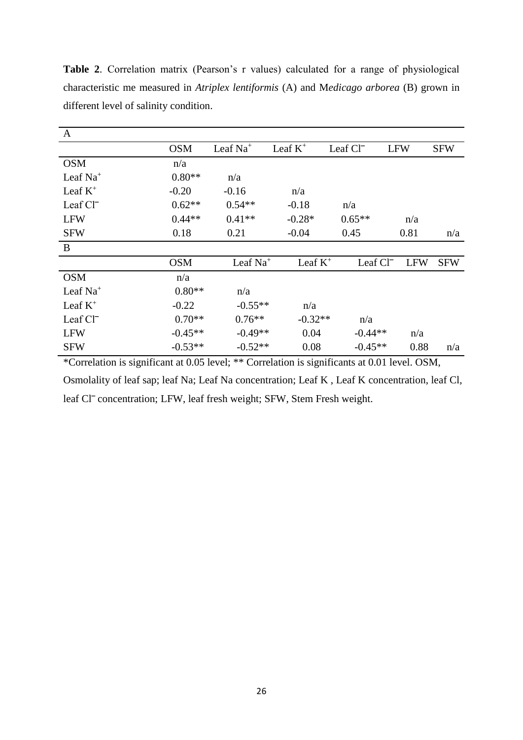**Table 2**. Correlation matrix (Pearson's r values) calculated for a range of physiological characteristic me measured in *Atriplex lentiformis* (A) and M*edicago arborea* (B) grown in different level of salinity condition.

| A | | | | | | |
|---|---|---|---|---|---|---|
| | OSM | Leaf $Na^+$ | Leaf $K^+$ | Leaf $Cl^-$ | LFW | SFW |
| OSM | n/a | | | | | |
| Leaf $Na^+$ | 0.80** | n/a | | | | |
| Leaf $K^+$ | -0.20 | -0.16 | n/a | | | |
| Leaf $Cl^-$ | 0.62** | 0.54** | -0.18 | n/a | | |
| LFW | 0.44** | 0.41** | -0.28* | 0.65** | n/a | |
| SFW | 0.18 | 0.21 | -0.04 | 0.45 | 0.81 | n/a |
| **B** | | | | | | |
| | OSM | Leaf $Na^+$ | Leaf $K^+$ | Leaf $Cl^-$ | LFW | SFW |
| OSM | n/a | | | | | |
| Leaf $Na^+$ | 0.80** | n/a | | | | |
| Leaf $K^+$ | -0.22 | -0.55** | n/a | | | |
| Leaf $Cl^-$ | 0.70** | 0.76** | -0.32** | n/a | | |
| LFW | -0.45** | -0.49** | 0.04 | -0.44** | n/a | |
| SFW | -0.53** | -0.52** | 0.08 | -0.45** | 0.88 | n/a |

*Correlation is significant at 0.05 level; ** Correlation is significants at 0.01 level. OSM, Osmolality of leaf sap; leaf Na; Leaf Na concentration; Leaf K , Leaf K concentration, leaf Cl, leaf $Cl^-$ concentration; LFW, leaf fresh weight; SFW, Stem Fresh weight.